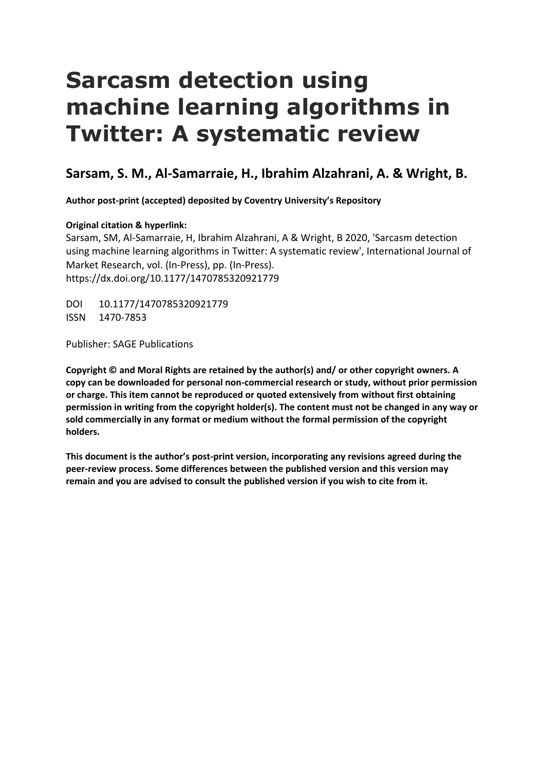# Sarcasm detection using machine learning algorithms in Twitter: A systematic review

## Sarsam, S. M., Al-Samarraie, H., Ibrahim Alzahrani, A. & Wright, B.

**Author post-print (accepted) deposited by Coventry University's Repository**

**Original citation & hyperlink:**

Sarsam, SM, Al-Samarraie, H, Ibrahim Alzahrani, A & Wright, B 2020, 'Sarcasm detection using machine learning algorithms in Twitter: A systematic review', International Journal of Market Research, vol. (In-Press), pp. (In-Press).
https://dx.doi.org/10.1177/1470785320921779

DOI 10.1177/1470785320921779
ISSN 1470-7853

Publisher: SAGE Publications

**Copyright © and Moral Rights are retained by the author(s) and/ or other copyright owners. A copy can be downloaded for personal non-commercial research or study, without prior permission or charge. This item cannot be reproduced or quoted extensively from without first obtaining permission in writing from the copyright holder(s). The content must not be changed in any way or sold commercially in any format or medium without the formal permission of the copyright holders.**

**This document is the author's post-print version, incorporating any revisions agreed during the peer-review process. Some differences between the published version and this version may remain and you are advised to consult the published version if you wish to cite from it.**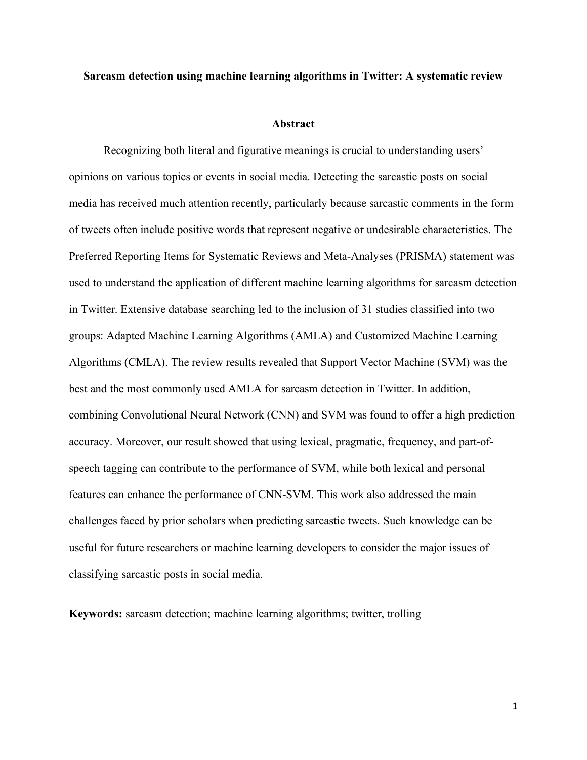# Sarcasm detection using machine learning algorithms in Twitter: A systematic review

## Abstract

Recognizing both literal and figurative meanings is crucial to understanding users' opinions on various topics or events in social media. Detecting the sarcastic posts on social media has received much attention recently, particularly because sarcastic comments in the form of tweets often include positive words that represent negative or undesirable characteristics. The Preferred Reporting Items for Systematic Reviews and Meta-Analyses (PRISMA) statement was used to understand the application of different machine learning algorithms for sarcasm detection in Twitter. Extensive database searching led to the inclusion of 31 studies classified into two groups: Adapted Machine Learning Algorithms (AMLA) and Customized Machine Learning Algorithms (CMLA). The review results revealed that Support Vector Machine (SVM) was the best and the most commonly used AMLA for sarcasm detection in Twitter. In addition, combining Convolutional Neural Network (CNN) and SVM was found to offer a high prediction accuracy. Moreover, our result showed that using lexical, pragmatic, frequency, and part-of-speech tagging can contribute to the performance of SVM, while both lexical and personal features can enhance the performance of CNN-SVM. This work also addressed the main challenges faced by prior scholars when predicting sarcastic tweets. Such knowledge can be useful for future researchers or machine learning developers to consider the major issues of classifying sarcastic posts in social media.

**Keywords:** sarcasm detection; machine learning algorithms; twitter, trolling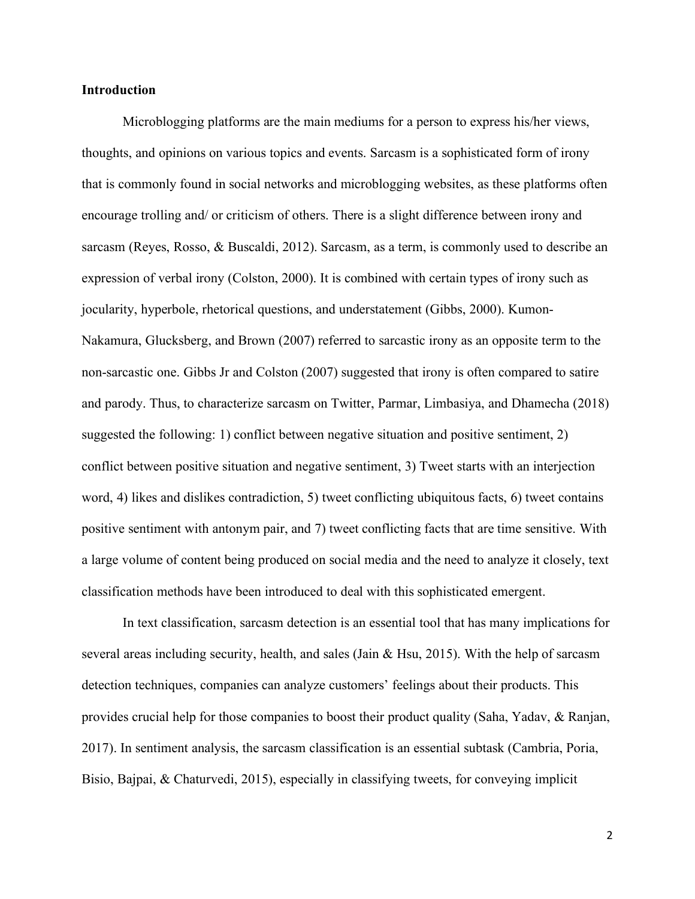## Introduction

Microblogging platforms are the main mediums for a person to express his/her views, thoughts, and opinions on various topics and events. Sarcasm is a sophisticated form of irony that is commonly found in social networks and microblogging websites, as these platforms often encourage trolling and/ or criticism of others. There is a slight difference between irony and sarcasm (Reyes, Rosso, & Buscaldi, 2012). Sarcasm, as a term, is commonly used to describe an expression of verbal irony (Colston, 2000). It is combined with certain types of irony such as jocularity, hyperbole, rhetorical questions, and understatement (Gibbs, 2000). Kumon-Nakamura, Glucksberg, and Brown (2007) referred to sarcastic irony as an opposite term to the non-sarcastic one. Gibbs Jr and Colston (2007) suggested that irony is often compared to satire and parody. Thus, to characterize sarcasm on Twitter, Parmar, Limbasiya, and Dhamecha (2018) suggested the following: 1) conflict between negative situation and positive sentiment, 2) conflict between positive situation and negative sentiment, 3) Tweet starts with an interjection word, 4) likes and dislikes contradiction, 5) tweet conflicting ubiquitous facts, 6) tweet contains positive sentiment with antonym pair, and 7) tweet conflicting facts that are time sensitive. With a large volume of content being produced on social media and the need to analyze it closely, text classification methods have been introduced to deal with this sophisticated emergent.

In text classification, sarcasm detection is an essential tool that has many implications for several areas including security, health, and sales (Jain & Hsu, 2015). With the help of sarcasm detection techniques, companies can analyze customers' feelings about their products. This provides crucial help for those companies to boost their product quality (Saha, Yadav, & Ranjan, 2017). In sentiment analysis, the sarcasm classification is an essential subtask (Cambria, Poria, Bisio, Bajpai, & Chaturvedi, 2015), especially in classifying tweets, for conveying implicit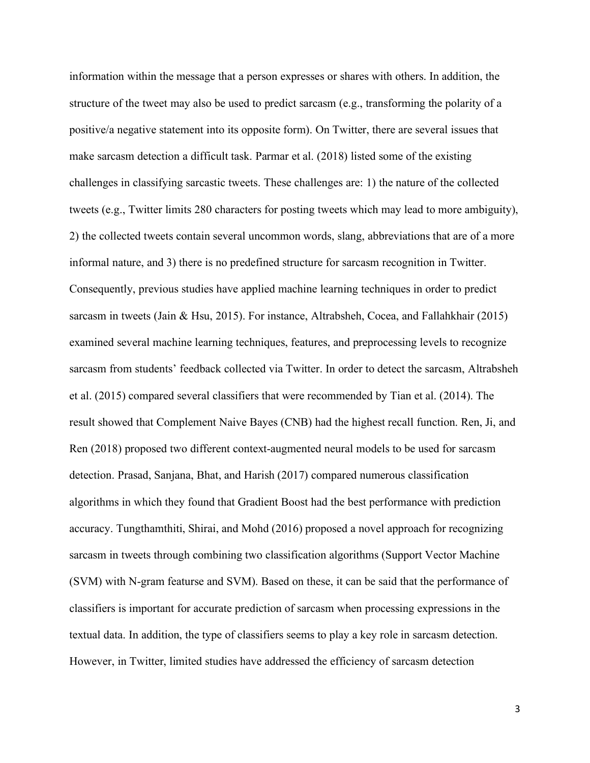information within the message that a person expresses or shares with others. In addition, the structure of the tweet may also be used to predict sarcasm (e.g., transforming the polarity of a positive/a negative statement into its opposite form). On Twitter, there are several issues that make sarcasm detection a difficult task. Parmar et al. (2018) listed some of the existing challenges in classifying sarcastic tweets. These challenges are: 1) the nature of the collected tweets (e.g., Twitter limits 280 characters for posting tweets which may lead to more ambiguity), 2) the collected tweets contain several uncommon words, slang, abbreviations that are of a more informal nature, and 3) there is no predefined structure for sarcasm recognition in Twitter. Consequently, previous studies have applied machine learning techniques in order to predict sarcasm in tweets (Jain & Hsu, 2015). For instance, Altrabsheh, Cocea, and Fallahkhair (2015) examined several machine learning techniques, features, and preprocessing levels to recognize sarcasm from students' feedback collected via Twitter. In order to detect the sarcasm, Altrabsheh et al. (2015) compared several classifiers that were recommended by Tian et al. (2014). The result showed that Complement Naive Bayes (CNB) had the highest recall function. Ren, Ji, and Ren (2018) proposed two different context-augmented neural models to be used for sarcasm detection. Prasad, Sanjana, Bhat, and Harish (2017) compared numerous classification algorithms in which they found that Gradient Boost had the best performance with prediction accuracy. Tungthamthiti, Shirai, and Mohd (2016) proposed a novel approach for recognizing sarcasm in tweets through combining two classification algorithms (Support Vector Machine (SVM) with N-gram featurse and SVM). Based on these, it can be said that the performance of classifiers is important for accurate prediction of sarcasm when processing expressions in the textual data. In addition, the type of classifiers seems to play a key role in sarcasm detection. However, in Twitter, limited studies have addressed the efficiency of sarcasm detection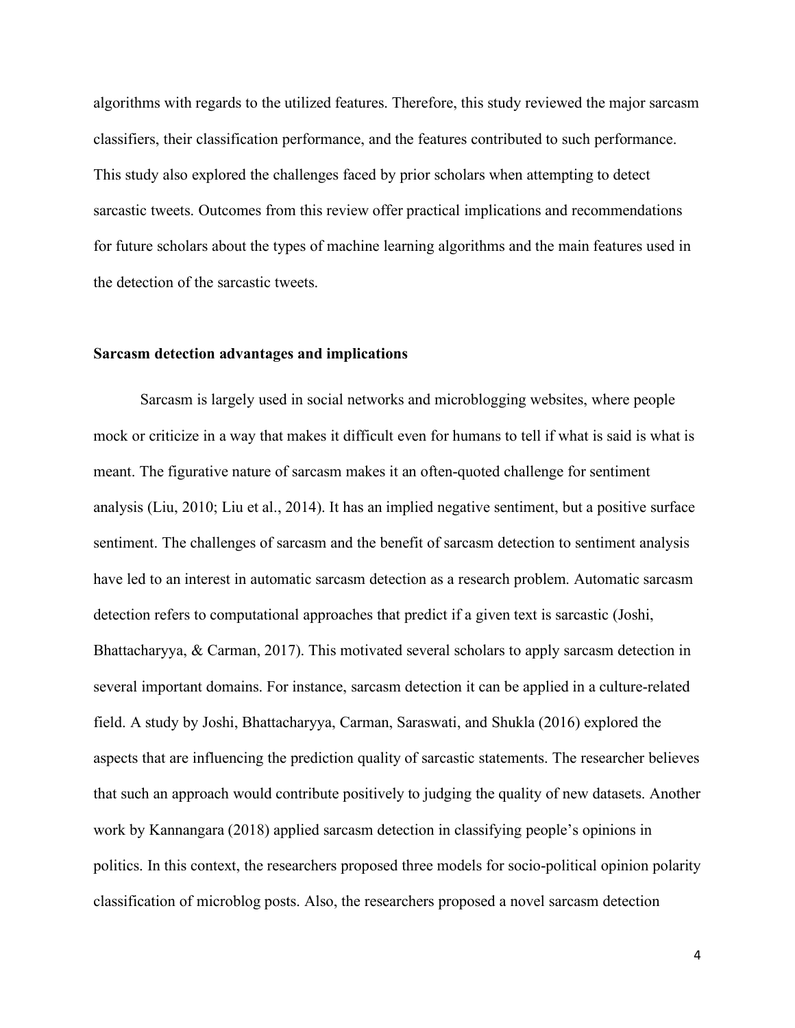algorithms with regards to the utilized features. Therefore, this study reviewed the major sarcasm classifiers, their classification performance, and the features contributed to such performance. This study also explored the challenges faced by prior scholars when attempting to detect sarcastic tweets. Outcomes from this review offer practical implications and recommendations for future scholars about the types of machine learning algorithms and the main features used in the detection of the sarcastic tweets.

### Sarcasm detection advantages and implications

Sarcasm is largely used in social networks and microblogging websites, where people mock or criticize in a way that makes it difficult even for humans to tell if what is said is what is meant. The figurative nature of sarcasm makes it an often-quoted challenge for sentiment analysis (Liu, 2010; Liu et al., 2014). It has an implied negative sentiment, but a positive surface sentiment. The challenges of sarcasm and the benefit of sarcasm detection to sentiment analysis have led to an interest in automatic sarcasm detection as a research problem. Automatic sarcasm detection refers to computational approaches that predict if a given text is sarcastic (Joshi, Bhattacharyya, & Carman, 2017). This motivated several scholars to apply sarcasm detection in several important domains. For instance, sarcasm detection it can be applied in a culture-related field. A study by Joshi, Bhattacharyya, Carman, Saraswati, and Shukla (2016) explored the aspects that are influencing the prediction quality of sarcastic statements. The researcher believes that such an approach would contribute positively to judging the quality of new datasets. Another work by Kannangara (2018) applied sarcasm detection in classifying people's opinions in politics. In this context, the researchers proposed three models for socio-political opinion polarity classification of microblog posts. Also, the researchers proposed a novel sarcasm detection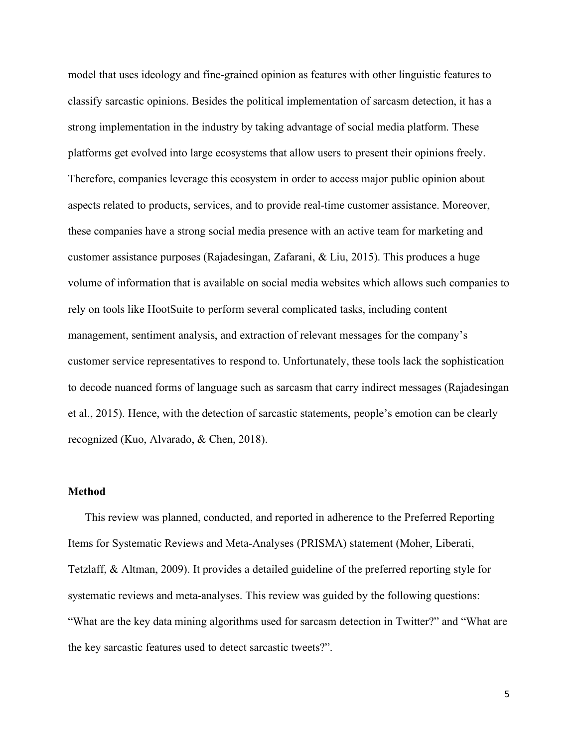model that uses ideology and fine-grained opinion as features with other linguistic features to classify sarcastic opinions. Besides the political implementation of sarcasm detection, it has a strong implementation in the industry by taking advantage of social media platform. These platforms get evolved into large ecosystems that allow users to present their opinions freely. Therefore, companies leverage this ecosystem in order to access major public opinion about aspects related to products, services, and to provide real-time customer assistance. Moreover, these companies have a strong social media presence with an active team for marketing and customer assistance purposes (Rajadesingan, Zafarani, & Liu, 2015). This produces a huge volume of information that is available on social media websites which allows such companies to rely on tools like HootSuite to perform several complicated tasks, including content management, sentiment analysis, and extraction of relevant messages for the company's customer service representatives to respond to. Unfortunately, these tools lack the sophistication to decode nuanced forms of language such as sarcasm that carry indirect messages (Rajadesingan et al., 2015). Hence, with the detection of sarcastic statements, people's emotion can be clearly recognized (Kuo, Alvarado, & Chen, 2018).

## Method

This review was planned, conducted, and reported in adherence to the Preferred Reporting Items for Systematic Reviews and Meta-Analyses (PRISMA) statement (Moher, Liberati, Tetzlaff, & Altman, 2009). It provides a detailed guideline of the preferred reporting style for systematic reviews and meta-analyses. This review was guided by the following questions: "What are the key data mining algorithms used for sarcasm detection in Twitter?" and "What are the key sarcastic features used to detect sarcastic tweets?".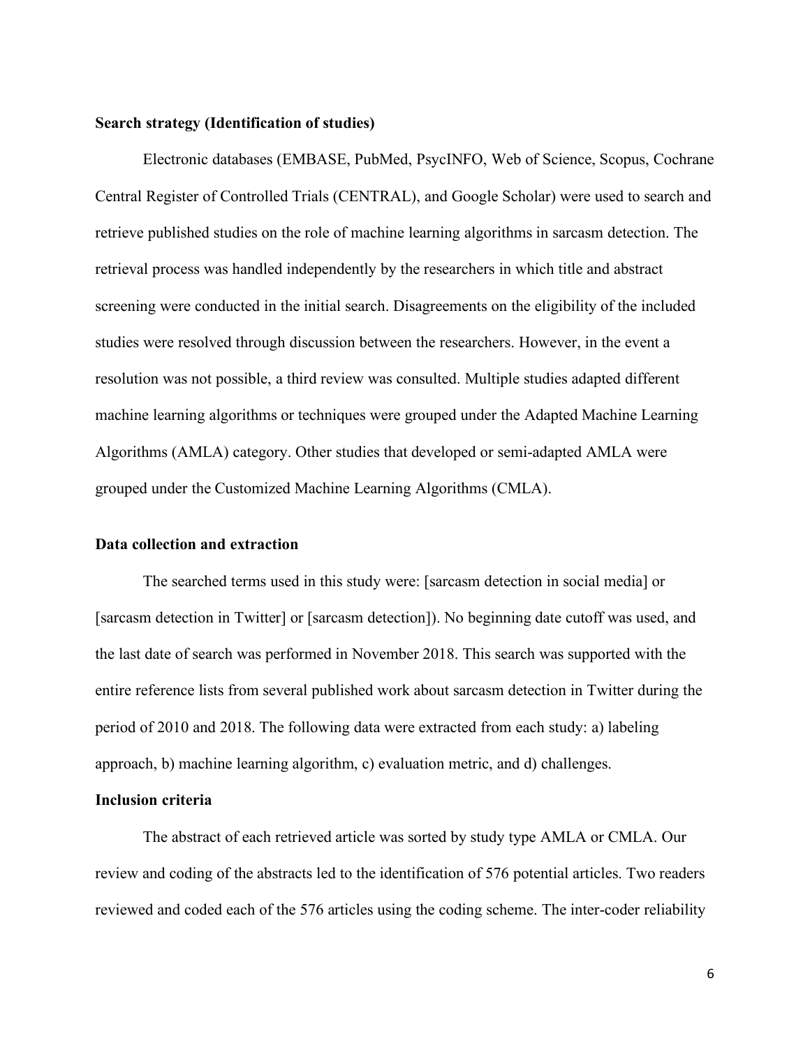**Search strategy (Identification of studies)**

Electronic databases (EMBASE, PubMed, PsycINFO, Web of Science, Scopus, Cochrane Central Register of Controlled Trials (CENTRAL), and Google Scholar) were used to search and retrieve published studies on the role of machine learning algorithms in sarcasm detection. The retrieval process was handled independently by the researchers in which title and abstract screening were conducted in the initial search. Disagreements on the eligibility of the included studies were resolved through discussion between the researchers. However, in the event a resolution was not possible, a third review was consulted. Multiple studies adapted different machine learning algorithms or techniques were grouped under the Adapted Machine Learning Algorithms (AMLA) category. Other studies that developed or semi-adapted AMLA were grouped under the Customized Machine Learning Algorithms (CMLA).

**Data collection and extraction**

The searched terms used in this study were: [sarcasm detection in social media] or [sarcasm detection in Twitter] or [sarcasm detection]). No beginning date cutoff was used, and the last date of search was performed in November 2018. This search was supported with the entire reference lists from several published work about sarcasm detection in Twitter during the period of 2010 and 2018. The following data were extracted from each study: a) labeling approach, b) machine learning algorithm, c) evaluation metric, and d) challenges.

**Inclusion criteria**

The abstract of each retrieved article was sorted by study type AMLA or CMLA. Our review and coding of the abstracts led to the identification of 576 potential articles. Two readers reviewed and coded each of the 576 articles using the coding scheme. The inter-coder reliability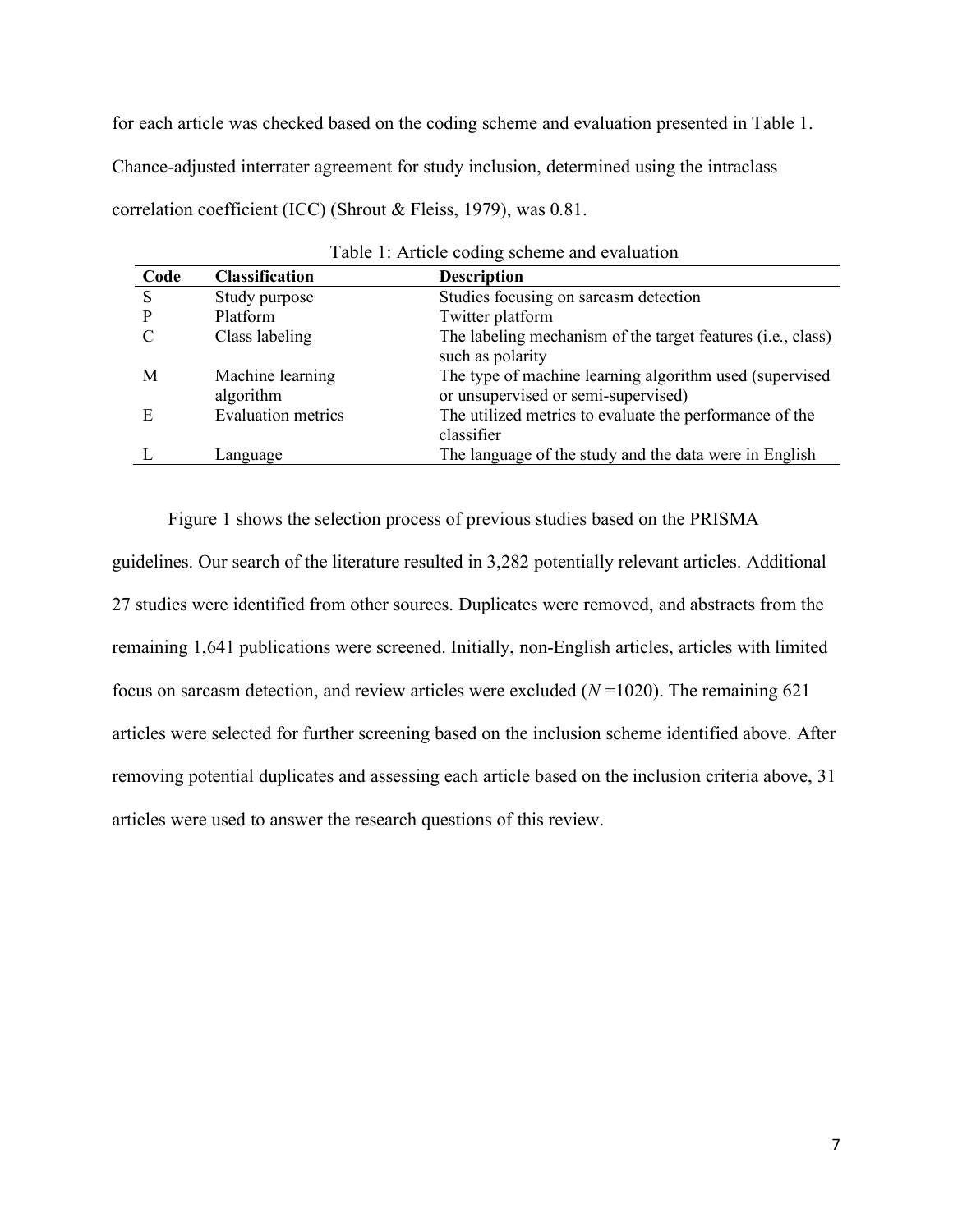for each article was checked based on the coding scheme and evaluation presented in Table 1. Chance-adjusted interrater agreement for study inclusion, determined using the intraclass correlation coefficient (ICC) (Shrout & Fleiss, 1979), was 0.81.

Table 1: Article coding scheme and evaluation

| Code | Classification | Description |
|---|---|---|
| S | Study purpose | Studies focusing on sarcasm detection |
| P | Platform | Twitter platform |
| C | Class labeling | The labeling mechanism of the target features (i.e., class) such as polarity |
| M | Machine learning algorithm | The type of machine learning algorithm used (supervised or unsupervised or semi-supervised) |
| E | Evaluation metrics | The utilized metrics to evaluate the performance of the classifier |
| L | Language | The language of the study and the data were in English |

Figure 1 shows the selection process of previous studies based on the PRISMA guidelines. Our search of the literature resulted in 3,282 potentially relevant articles. Additional 27 studies were identified from other sources. Duplicates were removed, and abstracts from the remaining 1,641 publications were screened. Initially, non-English articles, articles with limited focus on sarcasm detection, and review articles were excluded ($N$ =1020). The remaining 621 articles were selected for further screening based on the inclusion scheme identified above. After removing potential duplicates and assessing each article based on the inclusion criteria above, 31 articles were used to answer the research questions of this review.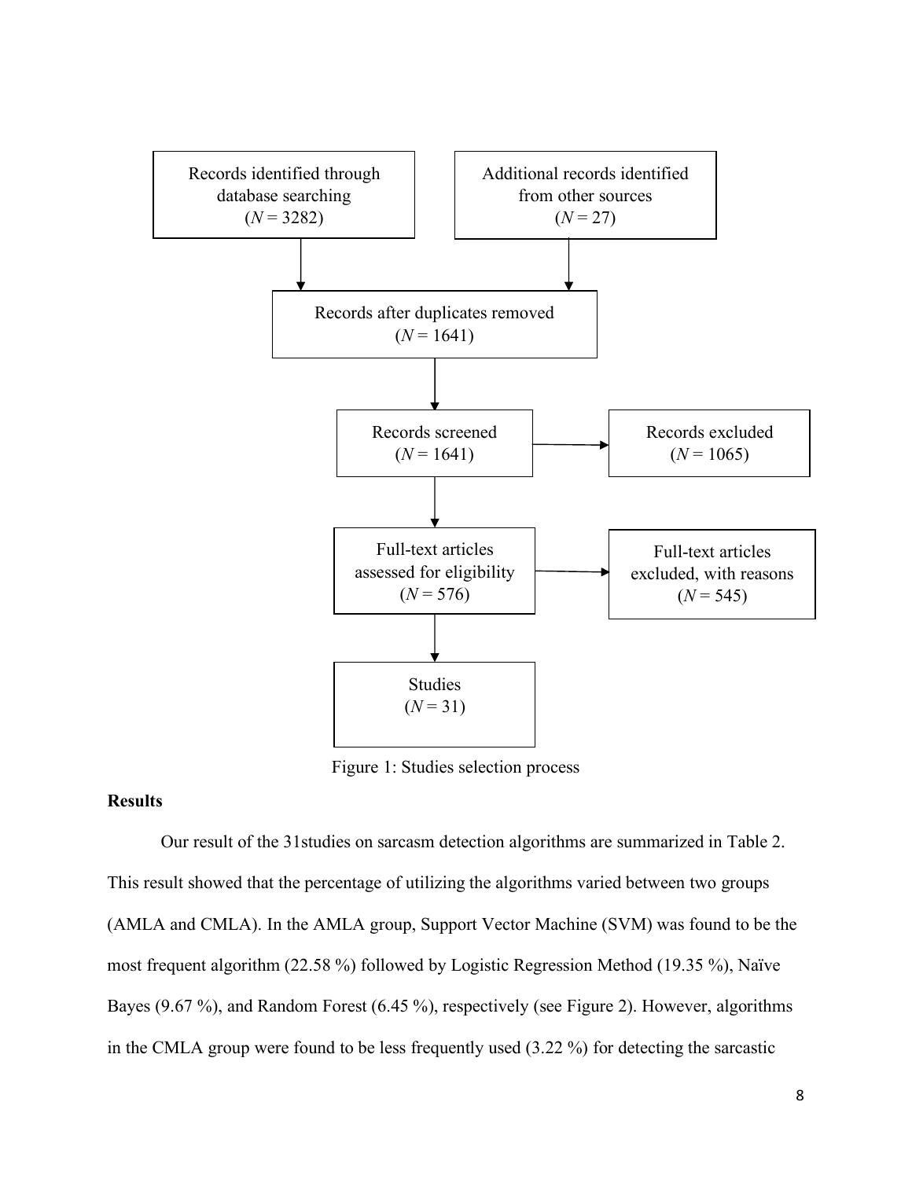Records identified through database searching ($N = 3282$)

Additional records identified from other sources ($N = 27$)

Records after duplicates removed ($N = 1641$)

Records screened ($N = 1641$)

Records excluded ($N = 1065$)

Full-text articles assessed for eligibility ($N = 576$)

Full-text articles excluded, with reasons ($N = 545$)

Studies ($N = 31$)

Figure 1: Studies selection process

**Results**

Our result of the 31studies on sarcasm detection algorithms are summarized in Table 2. This result showed that the percentage of utilizing the algorithms varied between two groups (AMLA and CMLA). In the AMLA group, Support Vector Machine (SVM) was found to be the most frequent algorithm (22.58 %) followed by Logistic Regression Method (19.35 %), Naïve Bayes (9.67 %), and Random Forest (6.45 %), respectively (see Figure 2). However, algorithms in the CMLA group were found to be less frequently used (3.22 %) for detecting the sarcastic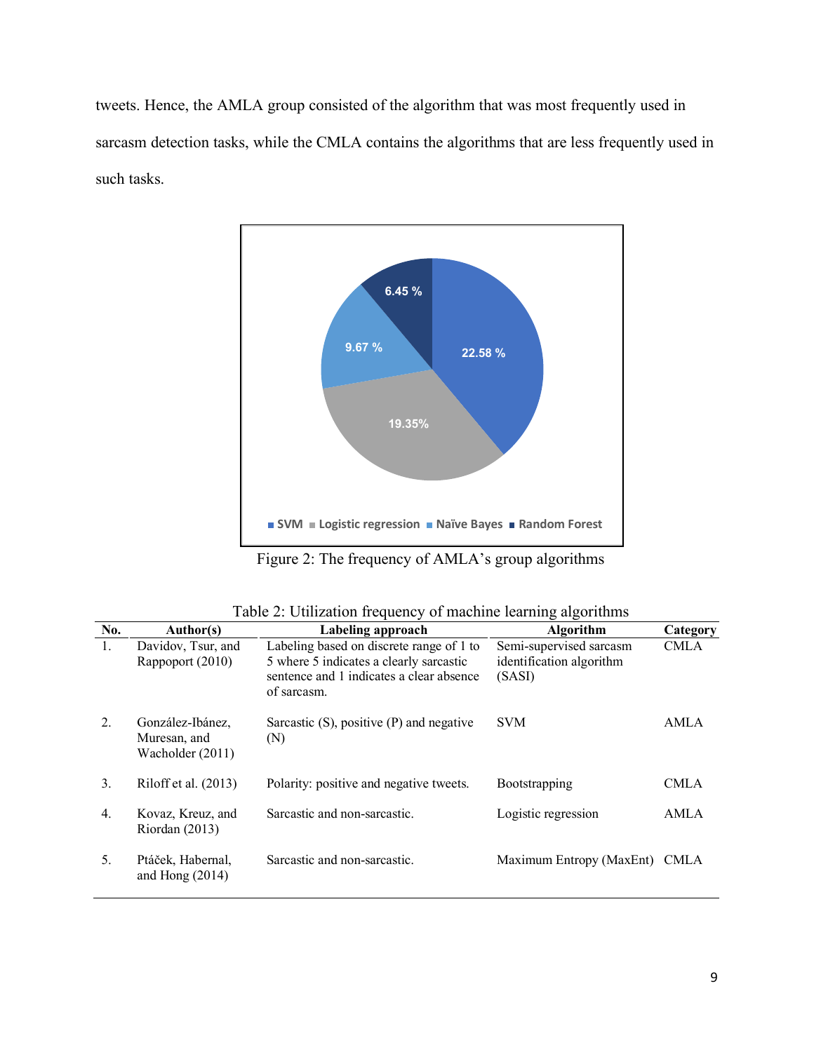tweets. Hence, the AMLA group consisted of the algorithm that was most frequently used in sarcasm detection tasks, while the CMLA contains the algorithms that are less frequently used in such tasks.

Figure 2: The frequency of AMLA's group algorithms

Table 2: Utilization frequency of machine learning algorithms

| No. | Author(s) | Labeling approach | Algorithm | Category |
|---|---|---|---|---|
| 1. | Davidov, Tsur, and Rappoport (2010) | Labeling based on discrete range of 1 to 5 where 5 indicates a clearly sarcastic sentence and 1 indicates a clear absence of sarcasm. | Semi-supervised sarcasm identification algorithm (SASI) | CMLA |
| 2. | González-Ibánez, Muresan, and Wacholder (2011) | Sarcastic (S), positive (P) and negative (N) | SVM | AMLA |
| 3. | Riloff et al. (2013) | Polarity: positive and negative tweets. | Bootstrapping | CMLA |
| 4. | Kovaz, Kreuz, and Riordan (2013) | Sarcastic and non-sarcastic. | Logistic regression | AMLA |
| 5. | Ptáček, Habernal, and Hong (2014) | Sarcastic and non-sarcastic. | Maximum Entropy (MaxEnt) | CMLA |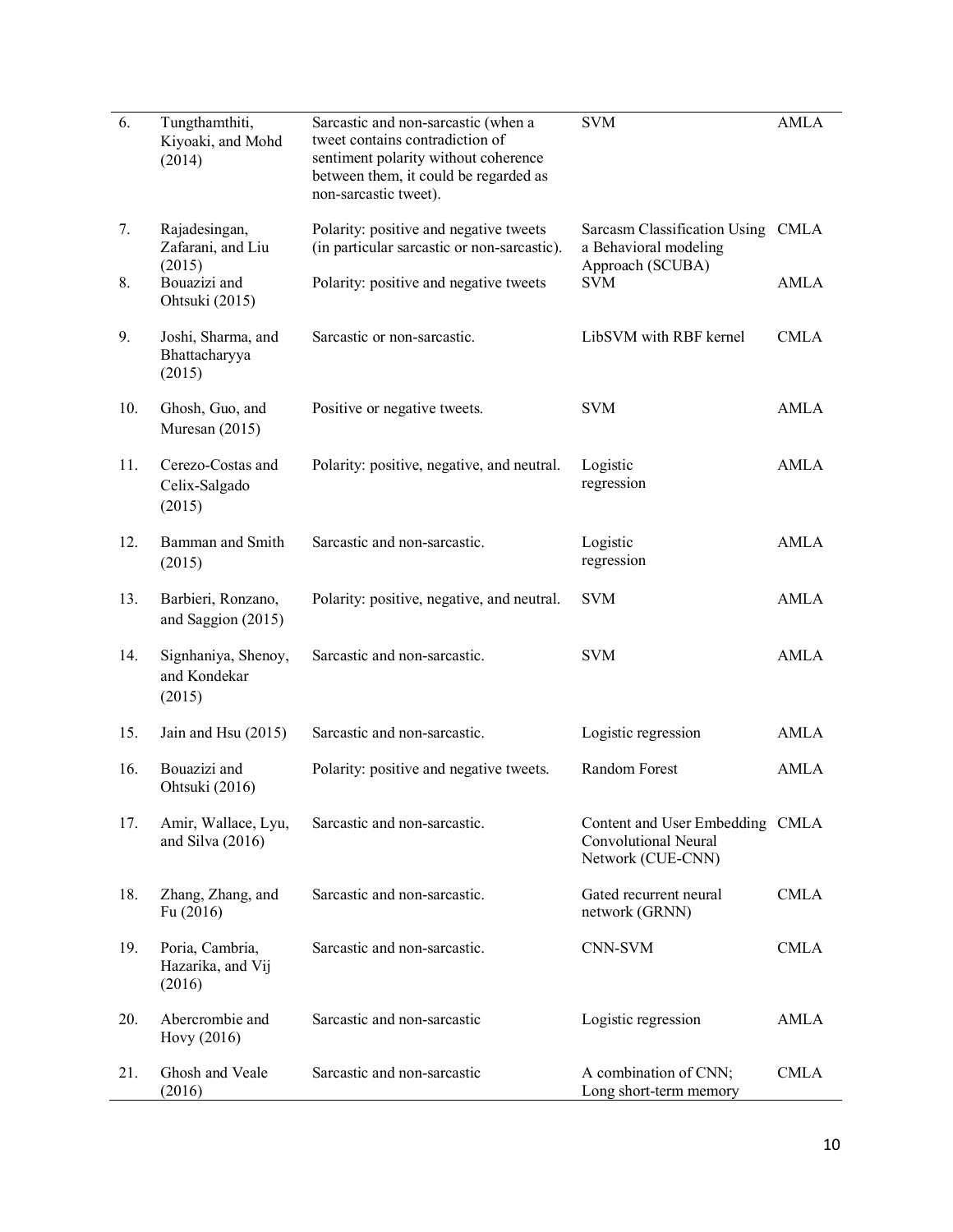| | | | | |
|---|---|---|---|---|
| 6. | Tungthamthiti, Kiyoaki, and Mohd (2014) | Sarcastic and non-sarcastic (when a tweet contains contradiction of sentiment polarity without coherence between them, it could be regarded as non-sarcastic tweet). | SVM | AMLA |
| 7. | Rajadesingan, Zafarani, and Liu (2015) | Polarity: positive and negative tweets (in particular sarcastic or non-sarcastic). | Sarcasm Classification Using a Behavioral modeling Approach (SCUBA) | CMLA |
| 8. | Bouazizi and Ohtsuki (2015) | Polarity: positive and negative tweets | SVM | AMLA |
| 9. | Joshi, Sharma, and Bhattacharyya (2015) | Sarcastic or non-sarcastic. | LibSVM with RBF kernel | CMLA |
| 10. | Ghosh, Guo, and Muresan (2015) | Positive or negative tweets. | SVM | AMLA |
| 11. | Cerezo-Costas and Celix-Salgado (2015) | Polarity: positive, negative, and neutral. | Logistic regression | AMLA |
| 12. | Bamman and Smith (2015) | Sarcastic and non-sarcastic. | Logistic regression | AMLA |
| 13. | Barbieri, Ronzano, and Saggion (2015) | Polarity: positive, negative, and neutral. | SVM | AMLA |
| 14. | Signhaniya, Shenoy, and Kondekar (2015) | Sarcastic and non-sarcastic. | SVM | AMLA |
| 15. | Jain and Hsu (2015) | Sarcastic and non-sarcastic. | Logistic regression | AMLA |
| 16. | Bouazizi and Ohtsuki (2016) | Polarity: positive and negative tweets. | Random Forest | AMLA |
| 17. | Amir, Wallace, Lyu, and Silva (2016) | Sarcastic and non-sarcastic. | Content and User Embedding Convolutional Neural Network (CUE-CNN) | CMLA |
| 18. | Zhang, Zhang, and Fu (2016) | Sarcastic and non-sarcastic. | Gated recurrent neural network (GRNN) | CMLA |
| 19. | Poria, Cambria, Hazarika, and Vij (2016) | Sarcastic and non-sarcastic. | CNN-SVM | CMLA |
| 20. | Abercrombie and Hovy (2016) | Sarcastic and non-sarcastic | Logistic regression | AMLA |
| 21. | Ghosh and Veale (2016) | Sarcastic and non-sarcastic | A combination of CNN; Long short-term memory | CMLA |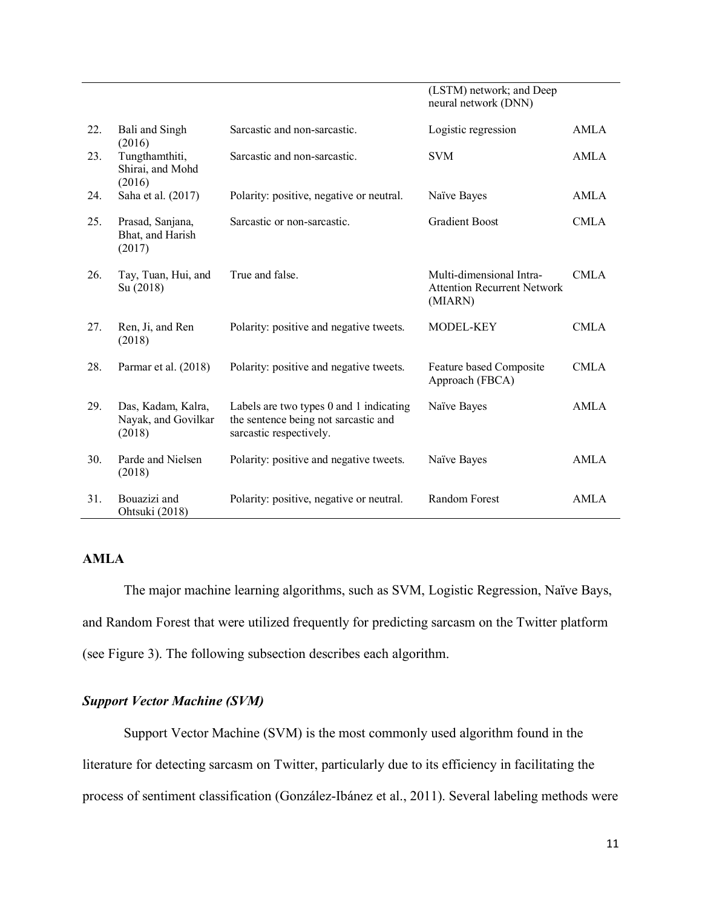| | | | (LSTM) network; and Deep neural network (DNN) | |
|---|---|---|---|---|
| 22. | Bali and Singh (2016) | Sarcastic and non-sarcastic. | Logistic regression | AMLA |
| 23. | Tungthamthiti, Shirai, and Mohd (2016) | Sarcastic and non-sarcastic. | SVM | AMLA |
| 24. | Saha et al. (2017) | Polarity: positive, negative or neutral. | Naïve Bayes | AMLA |
| 25. | Prasad, Sanjana, Bhat, and Harish (2017) | Sarcastic or non-sarcastic. | Gradient Boost | CMLA |
| 26. | Tay, Tuan, Hui, and Su (2018) | True and false. | Multi-dimensional Intra-Attention Recurrent Network (MIARN) | CMLA |
| 27. | Ren, Ji, and Ren (2018) | Polarity: positive and negative tweets. | MODEL-KEY | CMLA |
| 28. | Parmar et al. (2018) | Polarity: positive and negative tweets. | Feature based Composite Approach (FBCA) | CMLA |
| 29. | Das, Kadam, Kalra, Nayak, and Govilkar (2018) | Labels are two types 0 and 1 indicating the sentence being not sarcastic and sarcastic respectively. | Naïve Bayes | AMLA |
| 30. | Parde and Nielsen (2018) | Polarity: positive and negative tweets. | Naïve Bayes | AMLA |
| 31. | Bouazizi and Ohtsuki (2018) | Polarity: positive, negative or neutral. | Random Forest | AMLA |

## AMLA

The major machine learning algorithms, such as SVM, Logistic Regression, Naïve Bays, and Random Forest that were utilized frequently for predicting sarcasm on the Twitter platform (see Figure 3). The following subsection describes each algorithm.

### *Support Vector Machine (SVM)*

Support Vector Machine (SVM) is the most commonly used algorithm found in the literature for detecting sarcasm on Twitter, particularly due to its efficiency in facilitating the process of sentiment classification (González-Ibánez et al., 2011). Several labeling methods were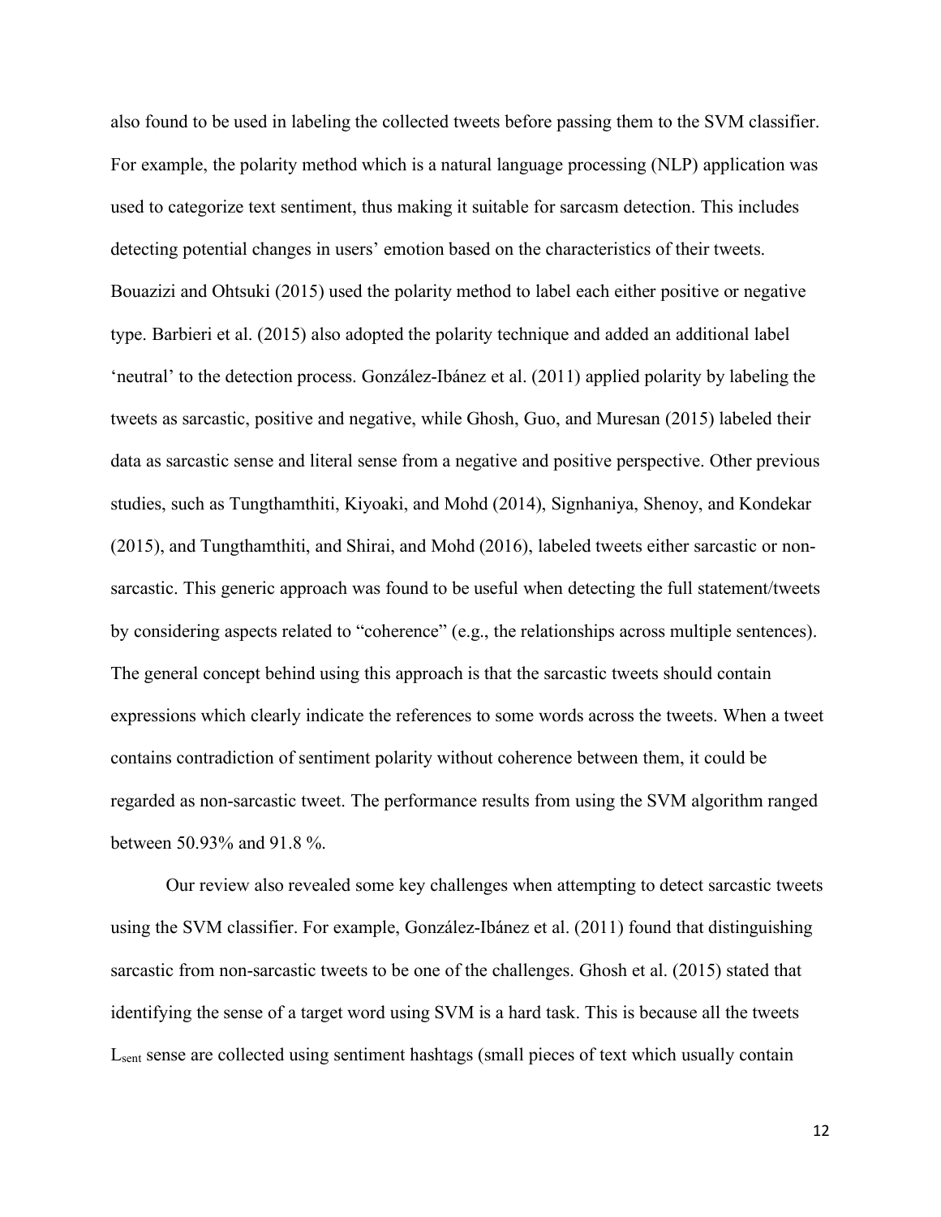also found to be used in labeling the collected tweets before passing them to the SVM classifier. For example, the polarity method which is a natural language processing (NLP) application was used to categorize text sentiment, thus making it suitable for sarcasm detection. This includes detecting potential changes in users' emotion based on the characteristics of their tweets. Bouazizi and Ohtsuki (2015) used the polarity method to label each either positive or negative type. Barbieri et al. (2015) also adopted the polarity technique and added an additional label 'neutral' to the detection process. González-Ibánez et al. (2011) applied polarity by labeling the tweets as sarcastic, positive and negative, while Ghosh, Guo, and Muresan (2015) labeled their data as sarcastic sense and literal sense from a negative and positive perspective. Other previous studies, such as Tungthamthiti, Kiyoaki, and Mohd (2014), Signhaniya, Shenoy, and Kondekar (2015), and Tungthamthiti, and Shirai, and Mohd (2016), labeled tweets either sarcastic or non-sarcastic. This generic approach was found to be useful when detecting the full statement/tweets by considering aspects related to "coherence" (e.g., the relationships across multiple sentences). The general concept behind using this approach is that the sarcastic tweets should contain expressions which clearly indicate the references to some words across the tweets. When a tweet contains contradiction of sentiment polarity without coherence between them, it could be regarded as non-sarcastic tweet. The performance results from using the SVM algorithm ranged between 50.93% and 91.8 %.

Our review also revealed some key challenges when attempting to detect sarcastic tweets using the SVM classifier. For example, González-Ibánez et al. (2011) found that distinguishing sarcastic from non-sarcastic tweets to be one of the challenges. Ghosh et al. (2015) stated that identifying the sense of a target word using SVM is a hard task. This is because all the tweets $L_{sent}$ sense are collected using sentiment hashtags (small pieces of text which usually contain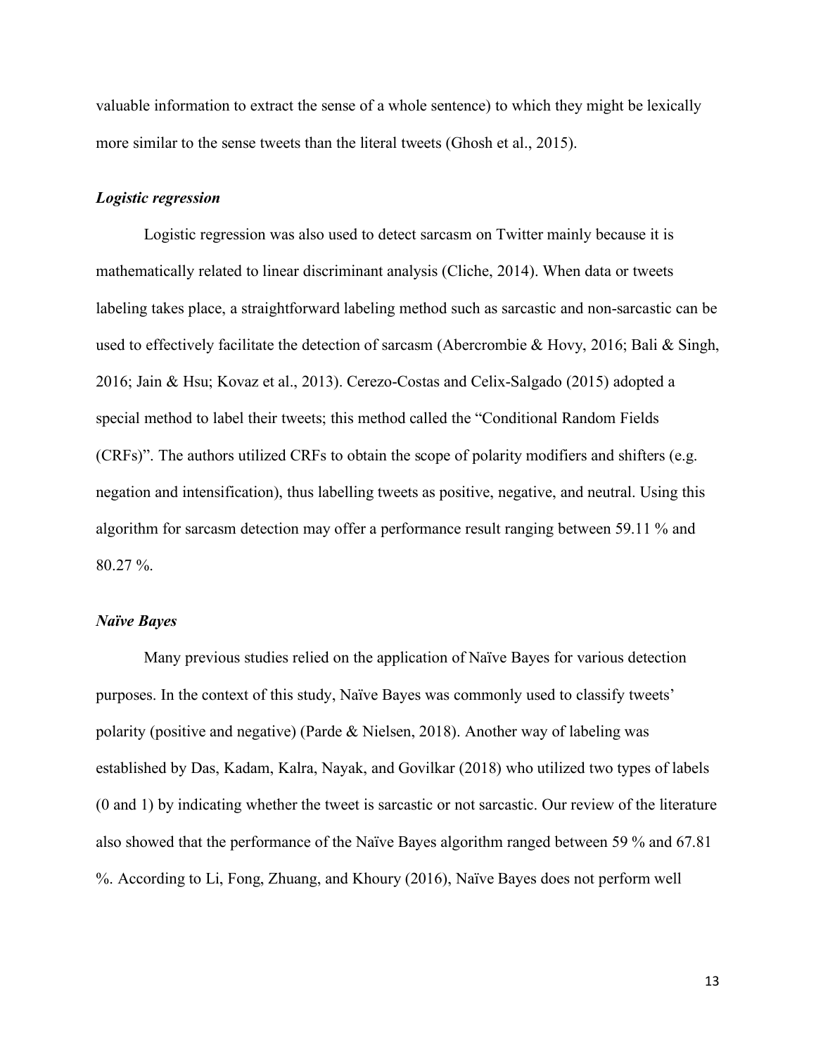valuable information to extract the sense of a whole sentence) to which they might be lexically more similar to the sense tweets than the literal tweets (Ghosh et al., 2015).

### *Logistic regression*

Logistic regression was also used to detect sarcasm on Twitter mainly because it is mathematically related to linear discriminant analysis (Cliche, 2014). When data or tweets labeling takes place, a straightforward labeling method such as sarcastic and non-sarcastic can be used to effectively facilitate the detection of sarcasm (Abercrombie & Hovy, 2016; Bali & Singh, 2016; Jain & Hsu; Kovaz et al., 2013). Cerezo-Costas and Celix-Salgado (2015) adopted a special method to label their tweets; this method called the "Conditional Random Fields (CRFs)". The authors utilized CRFs to obtain the scope of polarity modifiers and shifters (e.g. negation and intensification), thus labelling tweets as positive, negative, and neutral. Using this algorithm for sarcasm detection may offer a performance result ranging between 59.11 % and 80.27 %.

### *Naïve Bayes*

Many previous studies relied on the application of Naïve Bayes for various detection purposes. In the context of this study, Naïve Bayes was commonly used to classify tweets' polarity (positive and negative) (Parde & Nielsen, 2018). Another way of labeling was established by Das, Kadam, Kalra, Nayak, and Govilkar (2018) who utilized two types of labels (0 and 1) by indicating whether the tweet is sarcastic or not sarcastic. Our review of the literature also showed that the performance of the Naïve Bayes algorithm ranged between 59 % and 67.81 %. According to Li, Fong, Zhuang, and Khoury (2016), Naïve Bayes does not perform well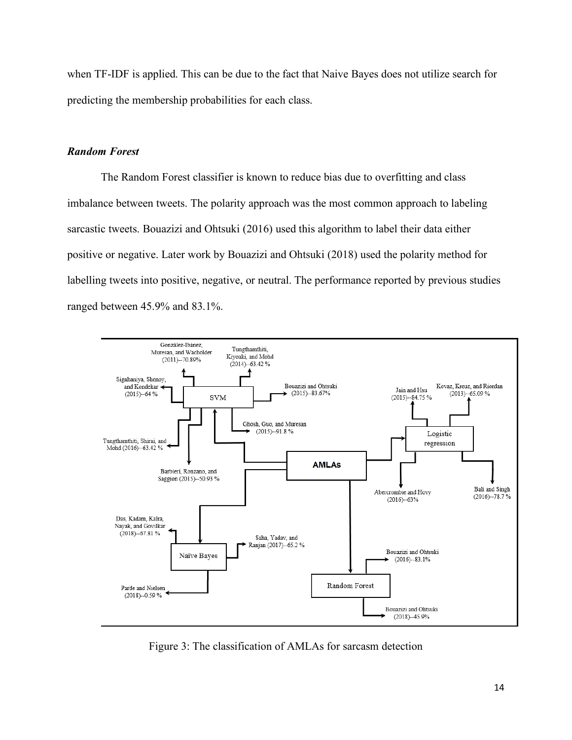when TF-IDF is applied. This can be due to the fact that Naive Bayes does not utilize search for predicting the membership probabilities for each class.

### *Random Forest*

The Random Forest classifier is known to reduce bias due to overfitting and class imbalance between tweets. The polarity approach was the most common approach to labeling sarcastic tweets. Bouazizi and Ohtsuki (2016) used this algorithm to label their data either positive or negative. Later work by Bouazizi and Ohtsuki (2018) used the polarity method for labelling tweets into positive, negative, or neutral. The performance reported by previous studies ranged between 45.9% and 83.1%.

Figure 3: The classification of AMLAs for sarcasm detection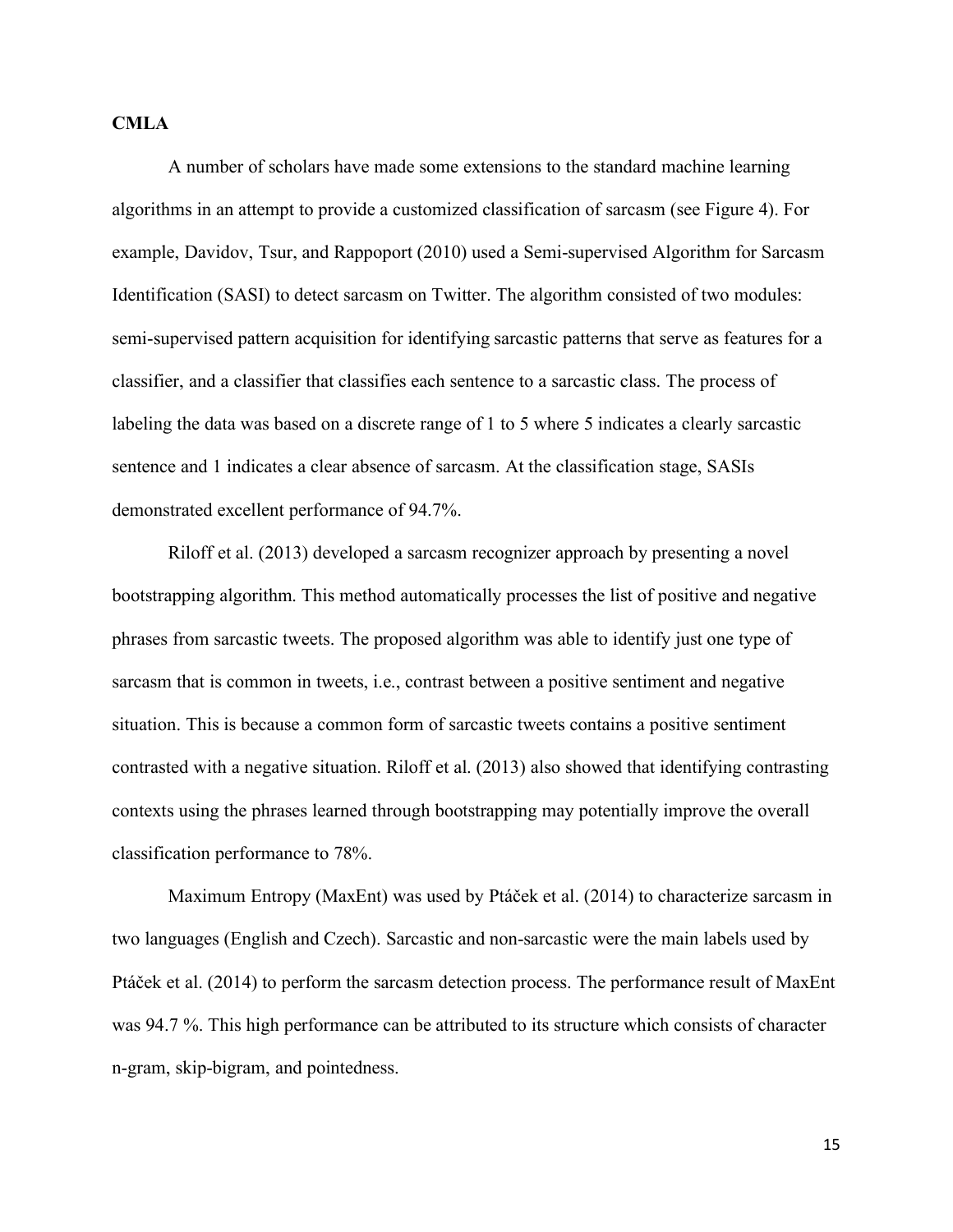**CMLA**

A number of scholars have made some extensions to the standard machine learning algorithms in an attempt to provide a customized classification of sarcasm (see Figure 4). For example, Davidov, Tsur, and Rappoport (2010) used a Semi-supervised Algorithm for Sarcasm Identification (SASI) to detect sarcasm on Twitter. The algorithm consisted of two modules: semi-supervised pattern acquisition for identifying sarcastic patterns that serve as features for a classifier, and a classifier that classifies each sentence to a sarcastic class. The process of labeling the data was based on a discrete range of 1 to 5 where 5 indicates a clearly sarcastic sentence and 1 indicates a clear absence of sarcasm. At the classification stage, SASIs demonstrated excellent performance of 94.7%.

Riloff et al. (2013) developed a sarcasm recognizer approach by presenting a novel bootstrapping algorithm. This method automatically processes the list of positive and negative phrases from sarcastic tweets. The proposed algorithm was able to identify just one type of sarcasm that is common in tweets, i.e., contrast between a positive sentiment and negative situation. This is because a common form of sarcastic tweets contains a positive sentiment contrasted with a negative situation. Riloff et al. (2013) also showed that identifying contrasting contexts using the phrases learned through bootstrapping may potentially improve the overall classification performance to 78%.

Maximum Entropy (MaxEnt) was used by Ptáček et al. (2014) to characterize sarcasm in two languages (English and Czech). Sarcastic and non-sarcastic were the main labels used by Ptáček et al. (2014) to perform the sarcasm detection process. The performance result of MaxEnt was 94.7 %. This high performance can be attributed to its structure which consists of character n-gram, skip-bigram, and pointedness.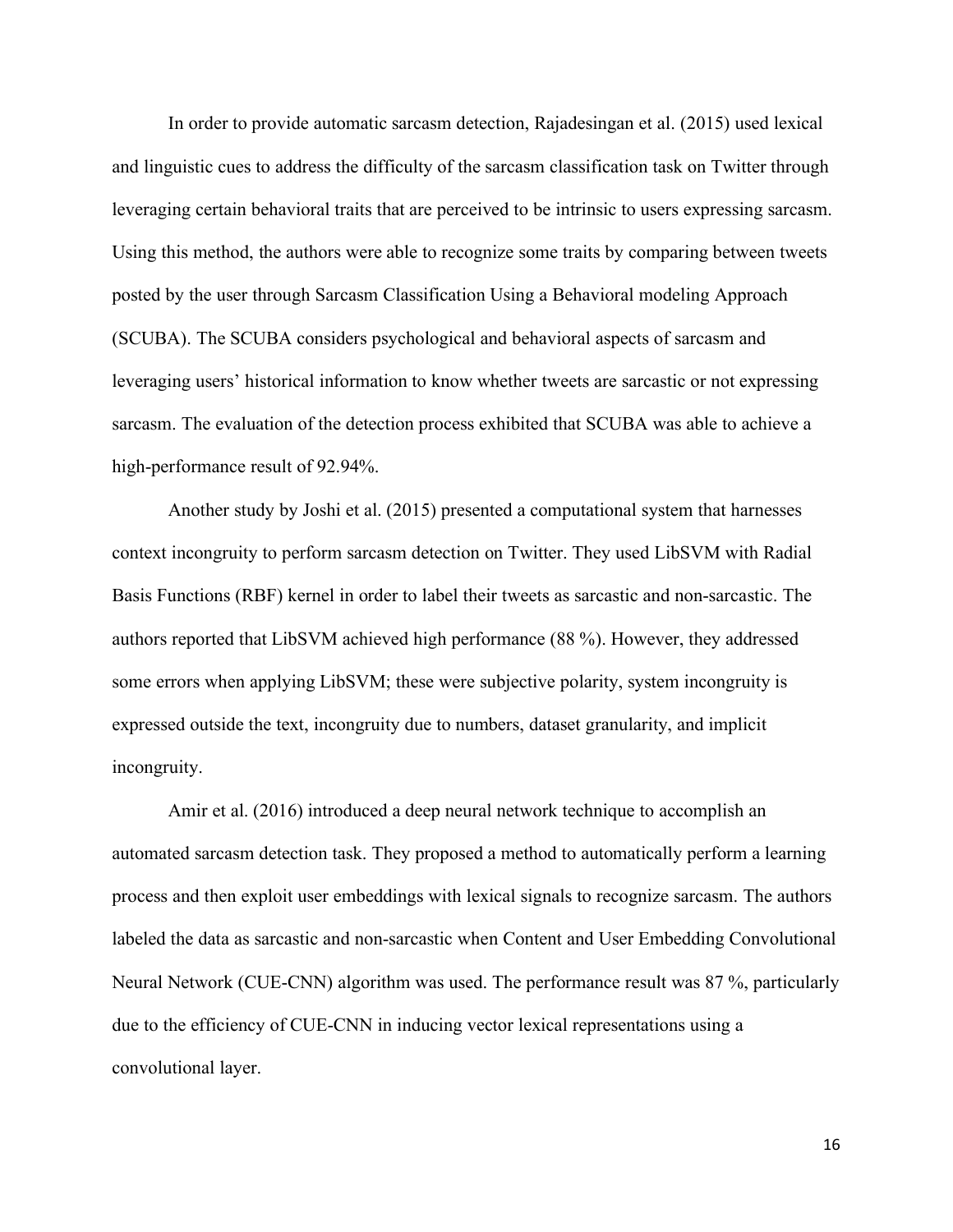In order to provide automatic sarcasm detection, Rajadesingan et al. (2015) used lexical and linguistic cues to address the difficulty of the sarcasm classification task on Twitter through leveraging certain behavioral traits that are perceived to be intrinsic to users expressing sarcasm. Using this method, the authors were able to recognize some traits by comparing between tweets posted by the user through Sarcasm Classification Using a Behavioral modeling Approach (SCUBA). The SCUBA considers psychological and behavioral aspects of sarcasm and leveraging users' historical information to know whether tweets are sarcastic or not expressing sarcasm. The evaluation of the detection process exhibited that SCUBA was able to achieve a high-performance result of 92.94%.

Another study by Joshi et al. (2015) presented a computational system that harnesses context incongruity to perform sarcasm detection on Twitter. They used LibSVM with Radial Basis Functions (RBF) kernel in order to label their tweets as sarcastic and non-sarcastic. The authors reported that LibSVM achieved high performance (88 %). However, they addressed some errors when applying LibSVM; these were subjective polarity, system incongruity is expressed outside the text, incongruity due to numbers, dataset granularity, and implicit incongruity.

Amir et al. (2016) introduced a deep neural network technique to accomplish an automated sarcasm detection task. They proposed a method to automatically perform a learning process and then exploit user embeddings with lexical signals to recognize sarcasm. The authors labeled the data as sarcastic and non-sarcastic when Content and User Embedding Convolutional Neural Network (CUE-CNN) algorithm was used. The performance result was 87 %, particularly due to the efficiency of CUE-CNN in inducing vector lexical representations using a convolutional layer.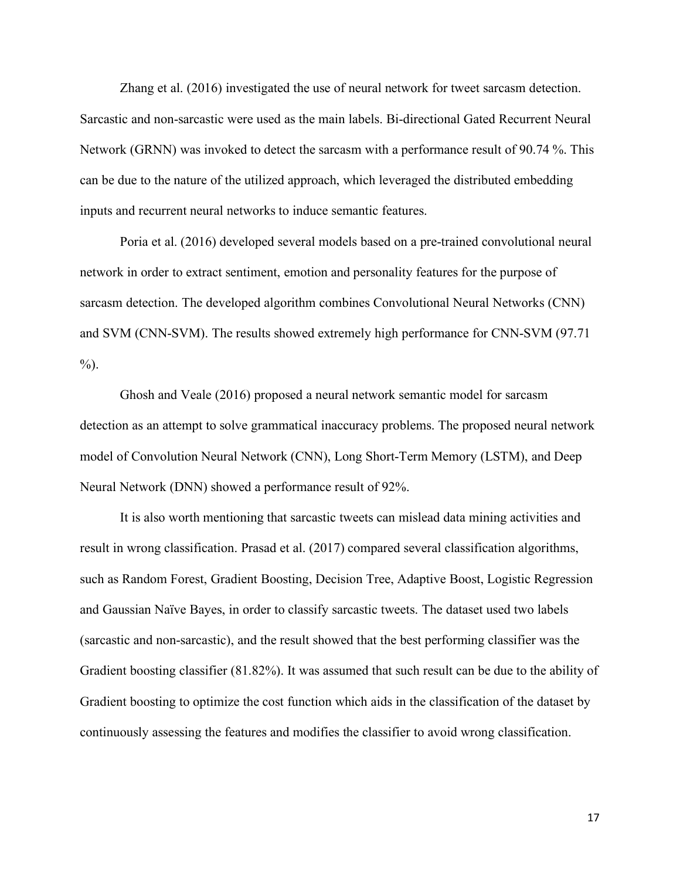Zhang et al. (2016) investigated the use of neural network for tweet sarcasm detection. Sarcastic and non-sarcastic were used as the main labels. Bi-directional Gated Recurrent Neural Network (GRNN) was invoked to detect the sarcasm with a performance result of 90.74 %. This can be due to the nature of the utilized approach, which leveraged the distributed embedding inputs and recurrent neural networks to induce semantic features.

Poria et al. (2016) developed several models based on a pre-trained convolutional neural network in order to extract sentiment, emotion and personality features for the purpose of sarcasm detection. The developed algorithm combines Convolutional Neural Networks (CNN) and SVM (CNN-SVM). The results showed extremely high performance for CNN-SVM (97.71 %).

Ghosh and Veale (2016) proposed a neural network semantic model for sarcasm detection as an attempt to solve grammatical inaccuracy problems. The proposed neural network model of Convolution Neural Network (CNN), Long Short-Term Memory (LSTM), and Deep Neural Network (DNN) showed a performance result of 92%.

It is also worth mentioning that sarcastic tweets can mislead data mining activities and result in wrong classification. Prasad et al. (2017) compared several classification algorithms, such as Random Forest, Gradient Boosting, Decision Tree, Adaptive Boost, Logistic Regression and Gaussian Naïve Bayes, in order to classify sarcastic tweets. The dataset used two labels (sarcastic and non-sarcastic), and the result showed that the best performing classifier was the Gradient boosting classifier (81.82%). It was assumed that such result can be due to the ability of Gradient boosting to optimize the cost function which aids in the classification of the dataset by continuously assessing the features and modifies the classifier to avoid wrong classification.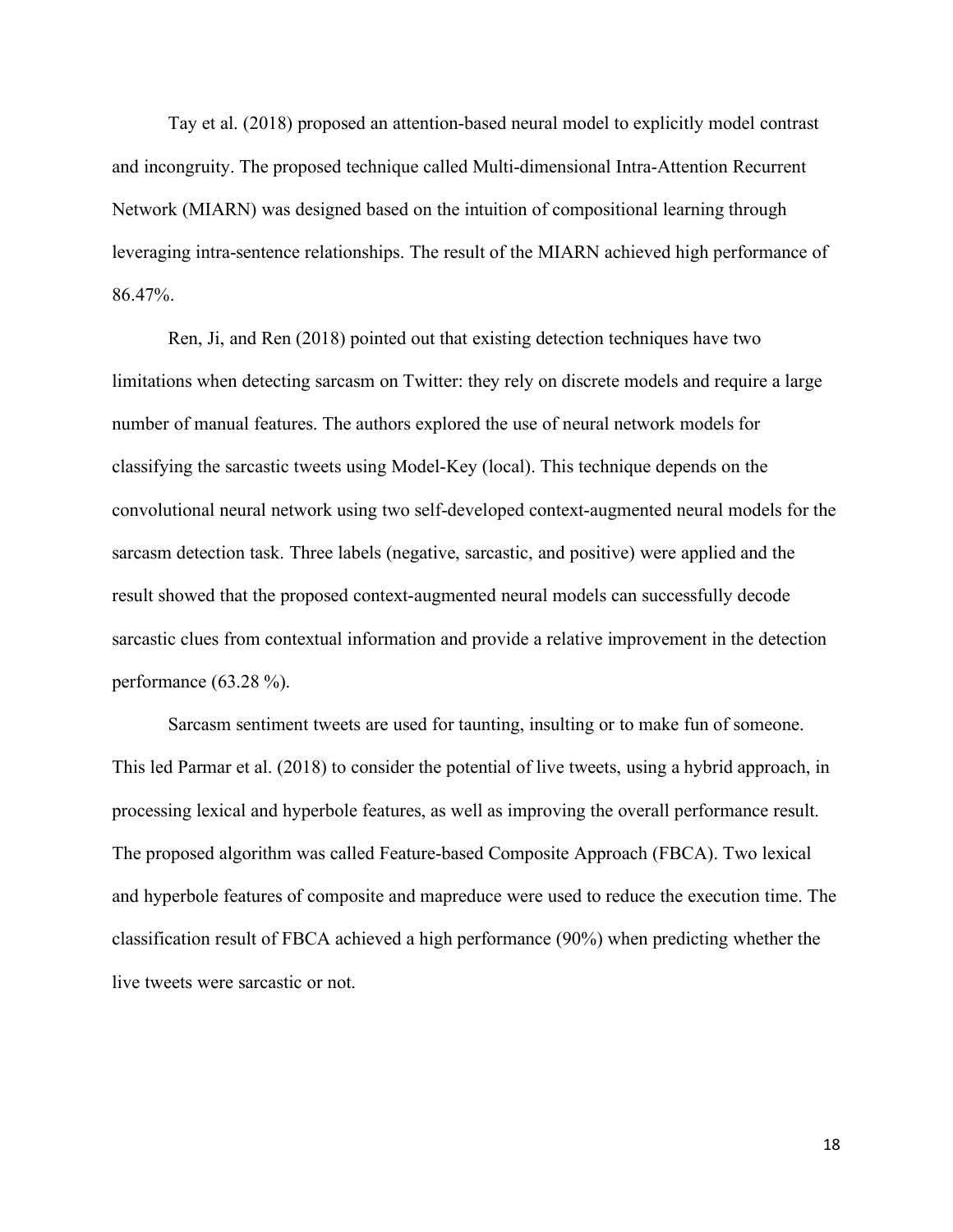Tay et al. (2018) proposed an attention-based neural model to explicitly model contrast and incongruity. The proposed technique called Multi-dimensional Intra-Attention Recurrent Network (MIARN) was designed based on the intuition of compositional learning through leveraging intra-sentence relationships. The result of the MIARN achieved high performance of 86.47%.

Ren, Ji, and Ren (2018) pointed out that existing detection techniques have two limitations when detecting sarcasm on Twitter: they rely on discrete models and require a large number of manual features. The authors explored the use of neural network models for classifying the sarcastic tweets using Model-Key (local). This technique depends on the convolutional neural network using two self-developed context-augmented neural models for the sarcasm detection task. Three labels (negative, sarcastic, and positive) were applied and the result showed that the proposed context-augmented neural models can successfully decode sarcastic clues from contextual information and provide a relative improvement in the detection performance (63.28 %).

Sarcasm sentiment tweets are used for taunting, insulting or to make fun of someone. This led Parmar et al. (2018) to consider the potential of live tweets, using a hybrid approach, in processing lexical and hyperbole features, as well as improving the overall performance result. The proposed algorithm was called Feature-based Composite Approach (FBCA). Two lexical and hyperbole features of composite and mapreduce were used to reduce the execution time. The classification result of FBCA achieved a high performance (90%) when predicting whether the live tweets were sarcastic or not.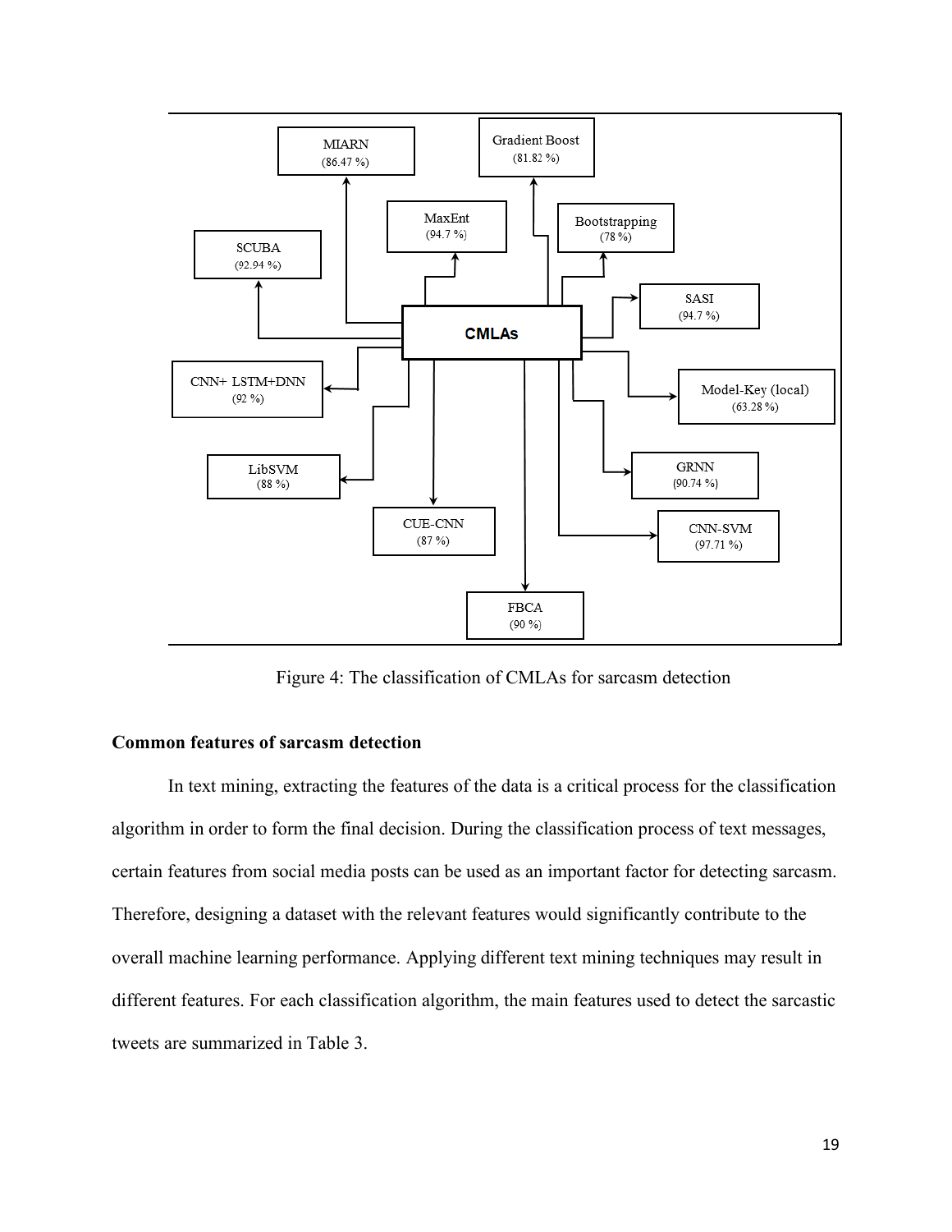Figure 4: The classification of CMLAs for sarcasm detection

**Common features of sarcasm detection**

In text mining, extracting the features of the data is a critical process for the classification algorithm in order to form the final decision. During the classification process of text messages, certain features from social media posts can be used as an important factor for detecting sarcasm. Therefore, designing a dataset with the relevant features would significantly contribute to the overall machine learning performance. Applying different text mining techniques may result in different features. For each classification algorithm, the main features used to detect the sarcastic tweets are summarized in Table 3.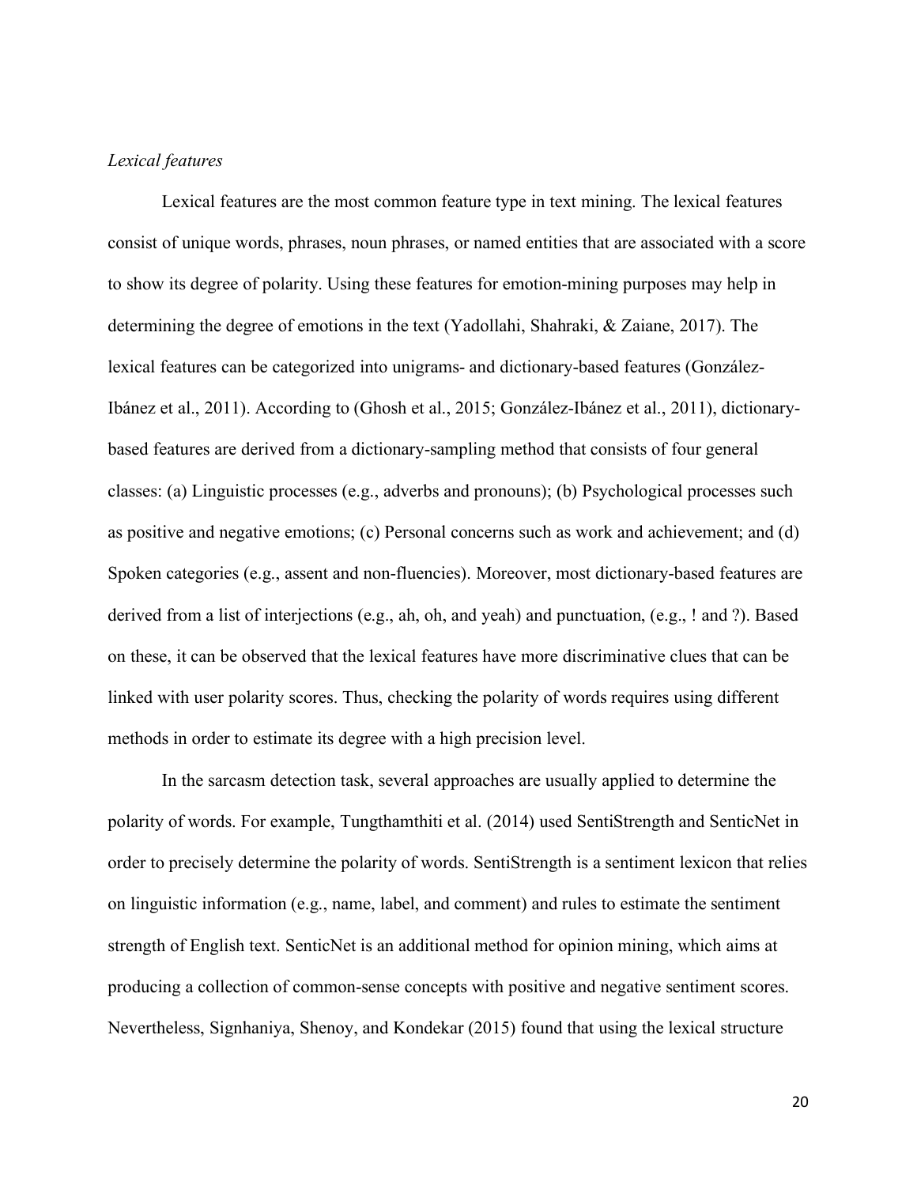*Lexical features*

Lexical features are the most common feature type in text mining. The lexical features consist of unique words, phrases, noun phrases, or named entities that are associated with a score to show its degree of polarity. Using these features for emotion-mining purposes may help in determining the degree of emotions in the text (Yadollahi, Shahraki, & Zaiane, 2017). The lexical features can be categorized into unigrams- and dictionary-based features (González-Ibánez et al., 2011). According to (Ghosh et al., 2015; González-Ibánez et al., 2011), dictionary-based features are derived from a dictionary-sampling method that consists of four general classes: (a) Linguistic processes (e.g., adverbs and pronouns); (b) Psychological processes such as positive and negative emotions; (c) Personal concerns such as work and achievement; and (d) Spoken categories (e.g., assent and non-fluencies). Moreover, most dictionary-based features are derived from a list of interjections (e.g., ah, oh, and yeah) and punctuation, (e.g., ! and ?). Based on these, it can be observed that the lexical features have more discriminative clues that can be linked with user polarity scores. Thus, checking the polarity of words requires using different methods in order to estimate its degree with a high precision level.

In the sarcasm detection task, several approaches are usually applied to determine the polarity of words. For example, Tungthamthiti et al. (2014) used SentiStrength and SenticNet in order to precisely determine the polarity of words. SentiStrength is a sentiment lexicon that relies on linguistic information (e.g., name, label, and comment) and rules to estimate the sentiment strength of English text. SenticNet is an additional method for opinion mining, which aims at producing a collection of common-sense concepts with positive and negative sentiment scores. Nevertheless, Signhaniya, Shenoy, and Kondekar (2015) found that using the lexical structure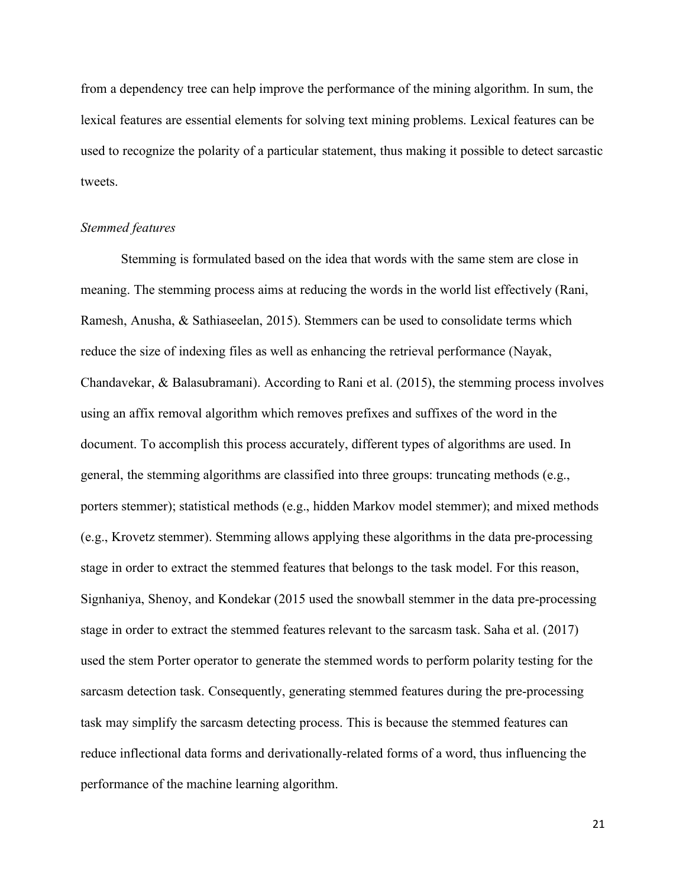from a dependency tree can help improve the performance of the mining algorithm. In sum, the lexical features are essential elements for solving text mining problems. Lexical features can be used to recognize the polarity of a particular statement, thus making it possible to detect sarcastic tweets.

*Stemmed features*

Stemming is formulated based on the idea that words with the same stem are close in meaning. The stemming process aims at reducing the words in the world list effectively (Rani, Ramesh, Anusha, & Sathiaseelan, 2015). Stemmers can be used to consolidate terms which reduce the size of indexing files as well as enhancing the retrieval performance (Nayak, Chandavekar, & Balasubramani). According to Rani et al. (2015), the stemming process involves using an affix removal algorithm which removes prefixes and suffixes of the word in the document. To accomplish this process accurately, different types of algorithms are used. In general, the stemming algorithms are classified into three groups: truncating methods (e.g., porters stemmer); statistical methods (e.g., hidden Markov model stemmer); and mixed methods (e.g., Krovetz stemmer). Stemming allows applying these algorithms in the data pre-processing stage in order to extract the stemmed features that belongs to the task model. For this reason, Signhaniya, Shenoy, and Kondekar (2015 used the snowball stemmer in the data pre-processing stage in order to extract the stemmed features relevant to the sarcasm task. Saha et al. (2017) used the stem Porter operator to generate the stemmed words to perform polarity testing for the sarcasm detection task. Consequently, generating stemmed features during the pre-processing task may simplify the sarcasm detecting process. This is because the stemmed features can reduce inflectional data forms and derivationally-related forms of a word, thus influencing the performance of the machine learning algorithm.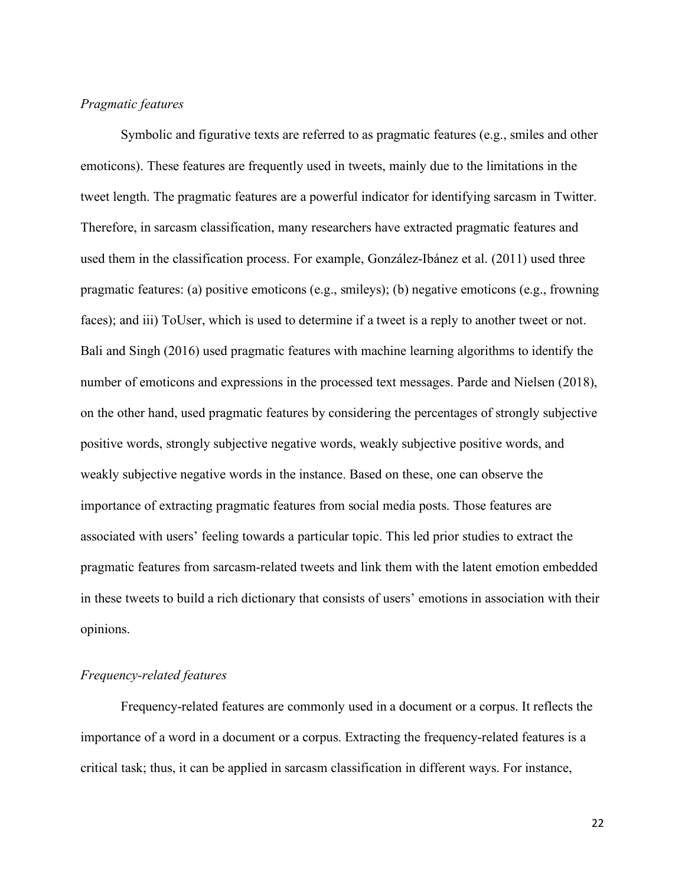*Pragmatic features*

Symbolic and figurative texts are referred to as pragmatic features (e.g., smiles and other emoticons). These features are frequently used in tweets, mainly due to the limitations in the tweet length. The pragmatic features are a powerful indicator for identifying sarcasm in Twitter. Therefore, in sarcasm classification, many researchers have extracted pragmatic features and used them in the classification process. For example, González-Ibánez et al. (2011) used three pragmatic features: (a) positive emoticons (e.g., smileys); (b) negative emoticons (e.g., frowning faces); and iii) ToUser, which is used to determine if a tweet is a reply to another tweet or not. Bali and Singh (2016) used pragmatic features with machine learning algorithms to identify the number of emoticons and expressions in the processed text messages. Parde and Nielsen (2018), on the other hand, used pragmatic features by considering the percentages of strongly subjective positive words, strongly subjective negative words, weakly subjective positive words, and weakly subjective negative words in the instance. Based on these, one can observe the importance of extracting pragmatic features from social media posts. Those features are associated with users' feeling towards a particular topic. This led prior studies to extract the pragmatic features from sarcasm-related tweets and link them with the latent emotion embedded in these tweets to build a rich dictionary that consists of users' emotions in association with their opinions.

*Frequency-related features*

Frequency-related features are commonly used in a document or a corpus. It reflects the importance of a word in a document or a corpus. Extracting the frequency-related features is a critical task; thus, it can be applied in sarcasm classification in different ways. For instance,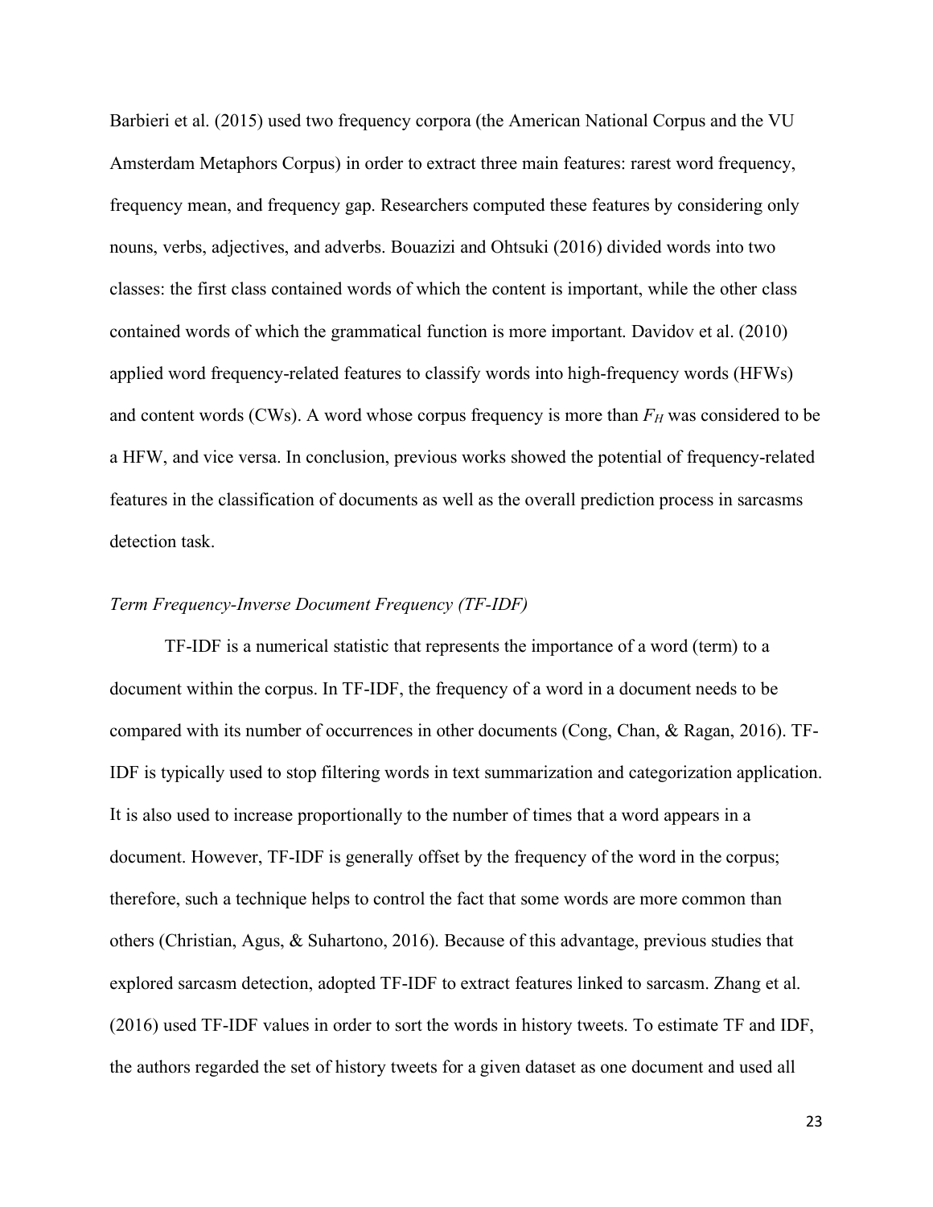Barbieri et al. (2015) used two frequency corpora (the American National Corpus and the VU Amsterdam Metaphors Corpus) in order to extract three main features: rarest word frequency, frequency mean, and frequency gap. Researchers computed these features by considering only nouns, verbs, adjectives, and adverbs. Bouazizi and Ohtsuki (2016) divided words into two classes: the first class contained words of which the content is important, while the other class contained words of which the grammatical function is more important. Davidov et al. (2010) applied word frequency-related features to classify words into high-frequency words (HFWs) and content words (CWs). A word whose corpus frequency is more than $F_H$ was considered to be a HFW, and vice versa. In conclusion, previous works showed the potential of frequency-related features in the classification of documents as well as the overall prediction process in sarcasms detection task.

*Term Frequency-Inverse Document Frequency (TF-IDF)*

TF-IDF is a numerical statistic that represents the importance of a word (term) to a document within the corpus. In TF-IDF, the frequency of a word in a document needs to be compared with its number of occurrences in other documents (Cong, Chan, & Ragan, 2016). TF-IDF is typically used to stop filtering words in text summarization and categorization application. It is also used to increase proportionally to the number of times that a word appears in a document. However, TF-IDF is generally offset by the frequency of the word in the corpus; therefore, such a technique helps to control the fact that some words are more common than others (Christian, Agus, & Suhartono, 2016). Because of this advantage, previous studies that explored sarcasm detection, adopted TF-IDF to extract features linked to sarcasm. Zhang et al. (2016) used TF-IDF values in order to sort the words in history tweets. To estimate TF and IDF, the authors regarded the set of history tweets for a given dataset as one document and used all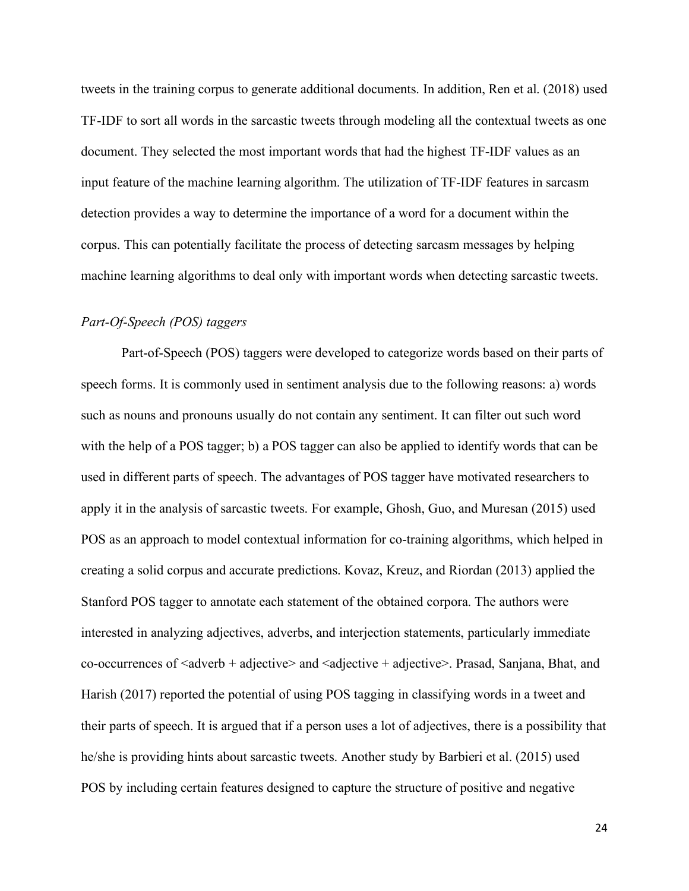tweets in the training corpus to generate additional documents. In addition, Ren et al. (2018) used TF-IDF to sort all words in the sarcastic tweets through modeling all the contextual tweets as one document. They selected the most important words that had the highest TF-IDF values as an input feature of the machine learning algorithm. The utilization of TF-IDF features in sarcasm detection provides a way to determine the importance of a word for a document within the corpus. This can potentially facilitate the process of detecting sarcasm messages by helping machine learning algorithms to deal only with important words when detecting sarcastic tweets.

### *Part-Of-Speech (POS) taggers*

Part-of-Speech (POS) taggers were developed to categorize words based on their parts of speech forms. It is commonly used in sentiment analysis due to the following reasons: a) words such as nouns and pronouns usually do not contain any sentiment. It can filter out such word with the help of a POS tagger; b) a POS tagger can also be applied to identify words that can be used in different parts of speech. The advantages of POS tagger have motivated researchers to apply it in the analysis of sarcastic tweets. For example, Ghosh, Guo, and Muresan (2015) used POS as an approach to model contextual information for co-training algorithms, which helped in creating a solid corpus and accurate predictions. Kovaz, Kreuz, and Riordan (2013) applied the Stanford POS tagger to annotate each statement of the obtained corpora. The authors were interested in analyzing adjectives, adverbs, and interjection statements, particularly immediate co-occurrences of <adverb + adjective> and <adjective + adjective>. Prasad, Sanjana, Bhat, and Harish (2017) reported the potential of using POS tagging in classifying words in a tweet and their parts of speech. It is argued that if a person uses a lot of adjectives, there is a possibility that he/she is providing hints about sarcastic tweets. Another study by Barbieri et al. (2015) used POS by including certain features designed to capture the structure of positive and negative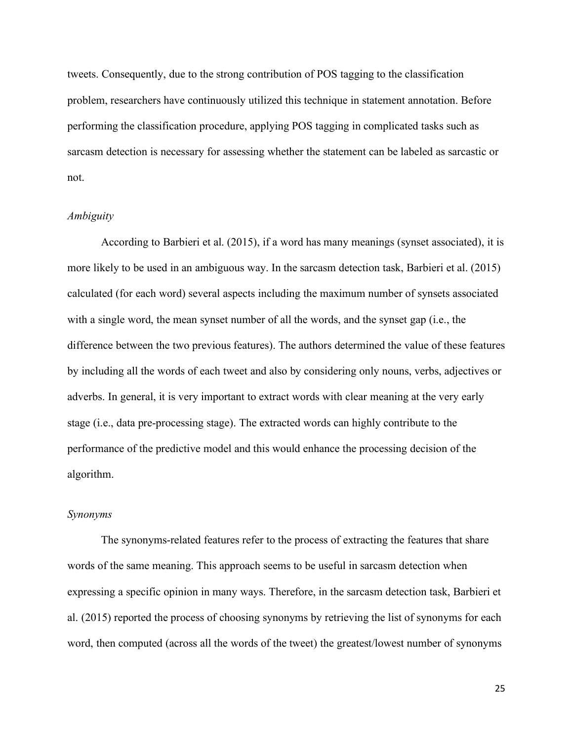tweets. Consequently, due to the strong contribution of POS tagging to the classification problem, researchers have continuously utilized this technique in statement annotation. Before performing the classification procedure, applying POS tagging in complicated tasks such as sarcasm detection is necessary for assessing whether the statement can be labeled as sarcastic or not.

*Ambiguity*

According to Barbieri et al. (2015), if a word has many meanings (synset associated), it is more likely to be used in an ambiguous way. In the sarcasm detection task, Barbieri et al. (2015) calculated (for each word) several aspects including the maximum number of synsets associated with a single word, the mean synset number of all the words, and the synset gap (i.e., the difference between the two previous features). The authors determined the value of these features by including all the words of each tweet and also by considering only nouns, verbs, adjectives or adverbs. In general, it is very important to extract words with clear meaning at the very early stage (i.e., data pre-processing stage). The extracted words can highly contribute to the performance of the predictive model and this would enhance the processing decision of the algorithm.

*Synonyms*

The synonyms-related features refer to the process of extracting the features that share words of the same meaning. This approach seems to be useful in sarcasm detection when expressing a specific opinion in many ways. Therefore, in the sarcasm detection task, Barbieri et al. (2015) reported the process of choosing synonyms by retrieving the list of synonyms for each word, then computed (across all the words of the tweet) the greatest/lowest number of synonyms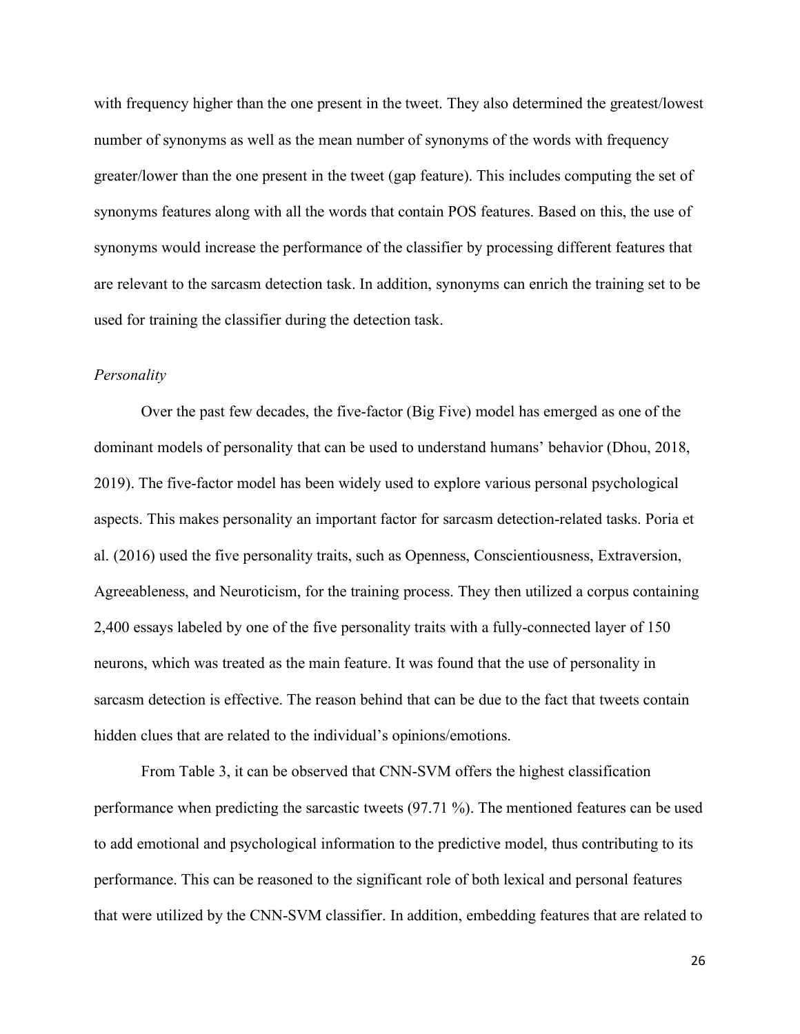with frequency higher than the one present in the tweet. They also determined the greatest/lowest number of synonyms as well as the mean number of synonyms of the words with frequency greater/lower than the one present in the tweet (gap feature). This includes computing the set of synonyms features along with all the words that contain POS features. Based on this, the use of synonyms would increase the performance of the classifier by processing different features that are relevant to the sarcasm detection task. In addition, synonyms can enrich the training set to be used for training the classifier during the detection task.

*Personality*

Over the past few decades, the five-factor (Big Five) model has emerged as one of the dominant models of personality that can be used to understand humans' behavior (Dhou, 2018, 2019). The five-factor model has been widely used to explore various personal psychological aspects. This makes personality an important factor for sarcasm detection-related tasks. Poria et al. (2016) used the five personality traits, such as Openness, Conscientiousness, Extraversion, Agreeableness, and Neuroticism, for the training process. They then utilized a corpus containing 2,400 essays labeled by one of the five personality traits with a fully-connected layer of 150 neurons, which was treated as the main feature. It was found that the use of personality in sarcasm detection is effective. The reason behind that can be due to the fact that tweets contain hidden clues that are related to the individual's opinions/emotions.

From Table 3, it can be observed that CNN-SVM offers the highest classification performance when predicting the sarcastic tweets (97.71 %). The mentioned features can be used to add emotional and psychological information to the predictive model, thus contributing to its performance. This can be reasoned to the significant role of both lexical and personal features that were utilized by the CNN-SVM classifier. In addition, embedding features that are related to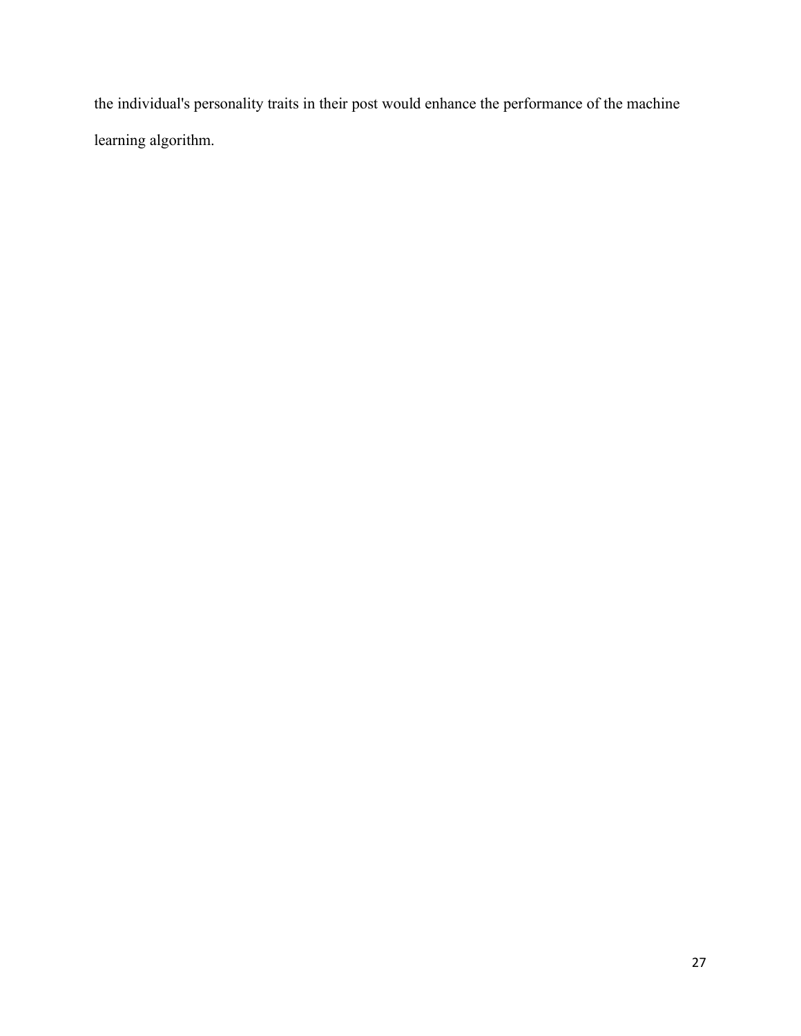the individual's personality traits in their post would enhance the performance of the machine learning algorithm.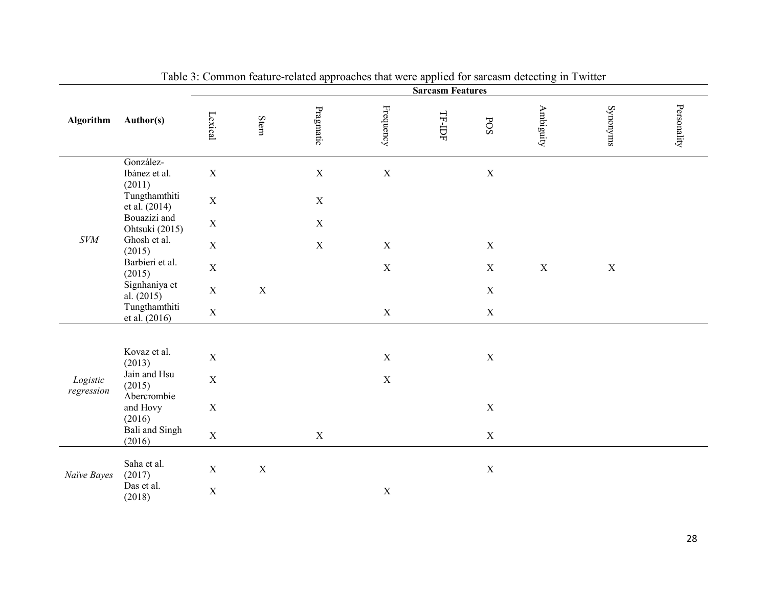Table 3: Common feature-related approaches that were applied for sarcasm detecting in Twitter

| Algorithm | Author(s) | Sarcasm Features | | | | | | | | |
|---|---|---|---|---|---|---|---|---|---|---|
| | | Lexical | Stem | Pragmatic | Frequency | TF-IDF | POS | Ambiguity | Synonyms | Personality |
| *SVM* | González-Ibánez et al. (2011) | X | | X | X | | X | | | |
| | Tungthamthiti et al. (2014) | X | | X | | | | | | |
| | Bouazizi and Ohtsuki (2015) | X | | X | | | | | | |
| | Ghosh et al. (2015) | X | | X | X | | X | | | |
| | Barbieri et al. (2015) | X | | | X | | X | X | X | |
| | Signhaniya et al. (2015) | X | X | | | | X | | | |
| | Tungthamthiti et al. (2016) | X | | | X | | X | | | |
| *Logistic regression* | Kovaz et al. (2013) | X | | | X | | X | | | |
| | Jain and Hsu (2015) | X | | | X | | | | | |
| | Abercrombie and Hovy (2016) | X | | | | | X | | | |
| | Bali and Singh (2016) | X | | X | | | X | | | |
| *Naïve Bayes* | Saha et al. (2017) | X | X | | | | X | | | |
| | Das et al. (2018) | X | | | X | | | | | |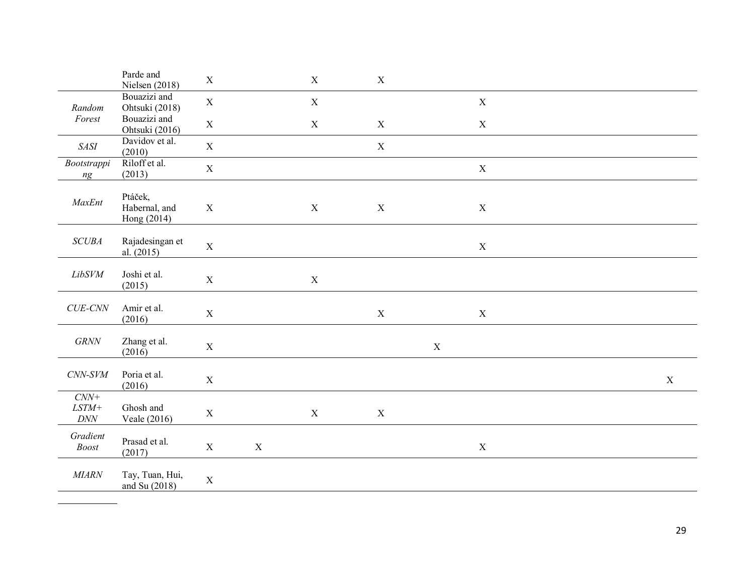| | | | | | | | | | | | |
|---|---|---|---|---|---|---|---|---|---|---|---|
| | Parde and Nielsen (2018) | X | | X | X | | | | | | |
| *Random Forest* | Bouazizi and Ohtsuki (2018) | X | | X | | | X | | | | |
| | Bouazizi and Ohtsuki (2016) | X | | X | X | | X | | | | |
| *SASI* | Davidov et al. (2010) | X | | | X | | | | | | |
| *Bootstrapping* | Riloff et al. (2013) | X | | | | | X | | | | |
| *MaxEnt* | Ptáček, Habernal, and Hong (2014) | X | | X | X | | X | | | | |
| *SCUBA* | Rajadesingan et al. (2015) | X | | | | | X | | | | |
| *LibSVM* | Joshi et al. (2015) | X | | X | | | | | | | |
| *CUE-CNN* | Amir et al. (2016) | X | | | X | | X | | | | |
| *GRNN* | Zhang et al. (2016) | X | | | | X | | | | | |
| *CNN-SVM* | Poria et al. (2016) | X | | | | | | | | | X |
| *CNN+ LSTM+ DNN* | Ghosh and Veale (2016) | X | | X | X | | | | | | |
| *Gradient Boost* | Prasad et al. (2017) | X | X | | | | X | | | | |
| *MIARN* | Tay, Tuan, Hui, and Su (2018) | X | | | | | | | | | |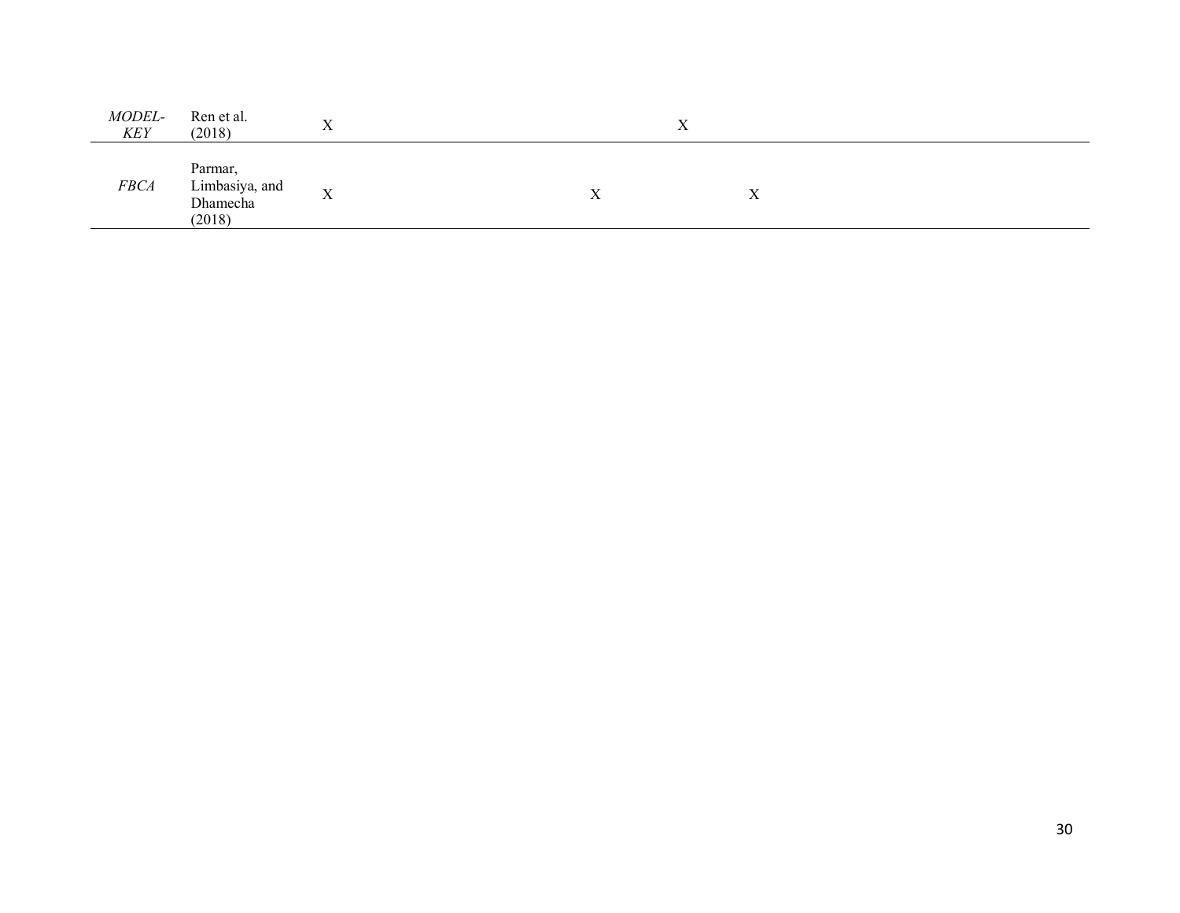| | | | | | | | |
|---|---|---|---|---|---|---|---|
| *MODEL-KEY* | Ren et al. (2018) | X | | | | X | |
| *FBCA* | Parmar, Limbasiya, and Dhamecha (2018) | X | | | X | | X |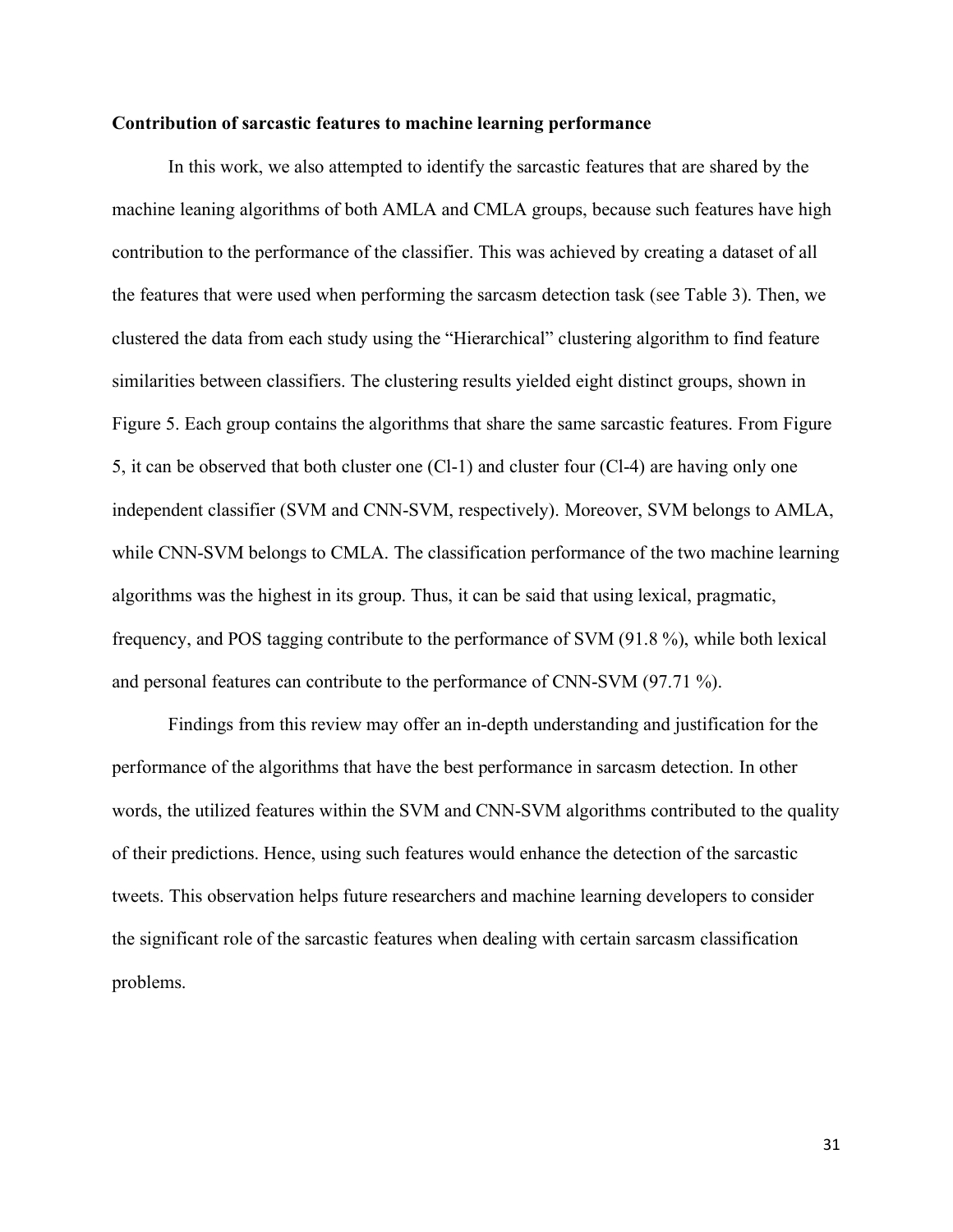**Contribution of sarcastic features to machine learning performance**

In this work, we also attempted to identify the sarcastic features that are shared by the machine leaning algorithms of both AMLA and CMLA groups, because such features have high contribution to the performance of the classifier. This was achieved by creating a dataset of all the features that were used when performing the sarcasm detection task (see Table 3). Then, we clustered the data from each study using the "Hierarchical" clustering algorithm to find feature similarities between classifiers. The clustering results yielded eight distinct groups, shown in Figure 5. Each group contains the algorithms that share the same sarcastic features. From Figure 5, it can be observed that both cluster one (Cl-1) and cluster four (Cl-4) are having only one independent classifier (SVM and CNN-SVM, respectively). Moreover, SVM belongs to AMLA, while CNN-SVM belongs to CMLA. The classification performance of the two machine learning algorithms was the highest in its group. Thus, it can be said that using lexical, pragmatic, frequency, and POS tagging contribute to the performance of SVM (91.8 %), while both lexical and personal features can contribute to the performance of CNN-SVM (97.71 %).

Findings from this review may offer an in-depth understanding and justification for the performance of the algorithms that have the best performance in sarcasm detection. In other words, the utilized features within the SVM and CNN-SVM algorithms contributed to the quality of their predictions. Hence, using such features would enhance the detection of the sarcastic tweets. This observation helps future researchers and machine learning developers to consider the significant role of the sarcastic features when dealing with certain sarcasm classification problems.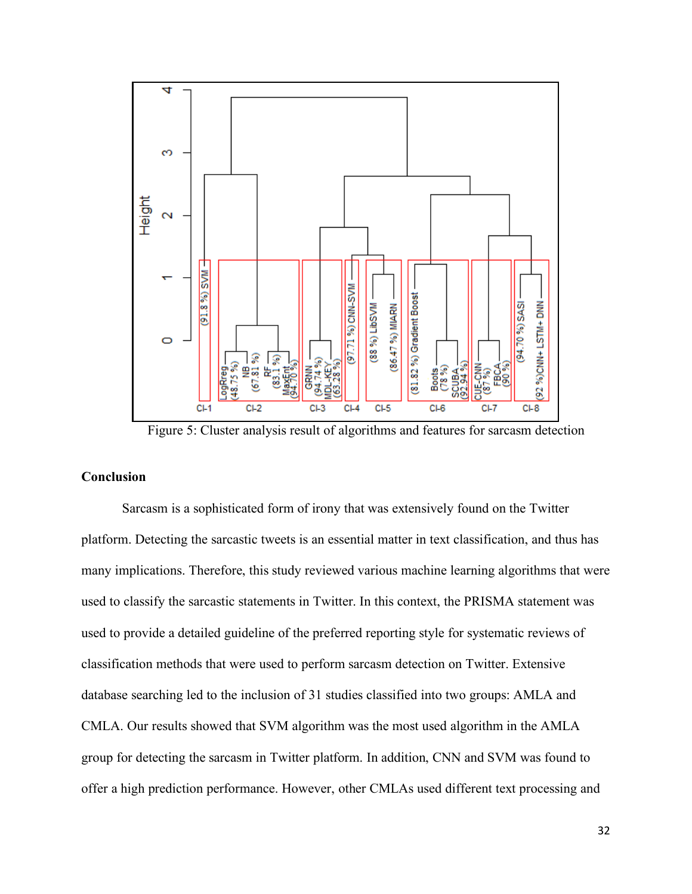Figure 5: Cluster analysis result of algorithms and features for sarcasm detection

## Conclusion

Sarcasm is a sophisticated form of irony that was extensively found on the Twitter platform. Detecting the sarcastic tweets is an essential matter in text classification, and thus has many implications. Therefore, this study reviewed various machine learning algorithms that were used to classify the sarcastic statements in Twitter. In this context, the PRISMA statement was used to provide a detailed guideline of the preferred reporting style for systematic reviews of classification methods that were used to perform sarcasm detection on Twitter. Extensive database searching led to the inclusion of 31 studies classified into two groups: AMLA and CMLA. Our results showed that SVM algorithm was the most used algorithm in the AMLA group for detecting the sarcasm in Twitter platform. In addition, CNN and SVM was found to offer a high prediction performance. However, other CMLAs used different text processing and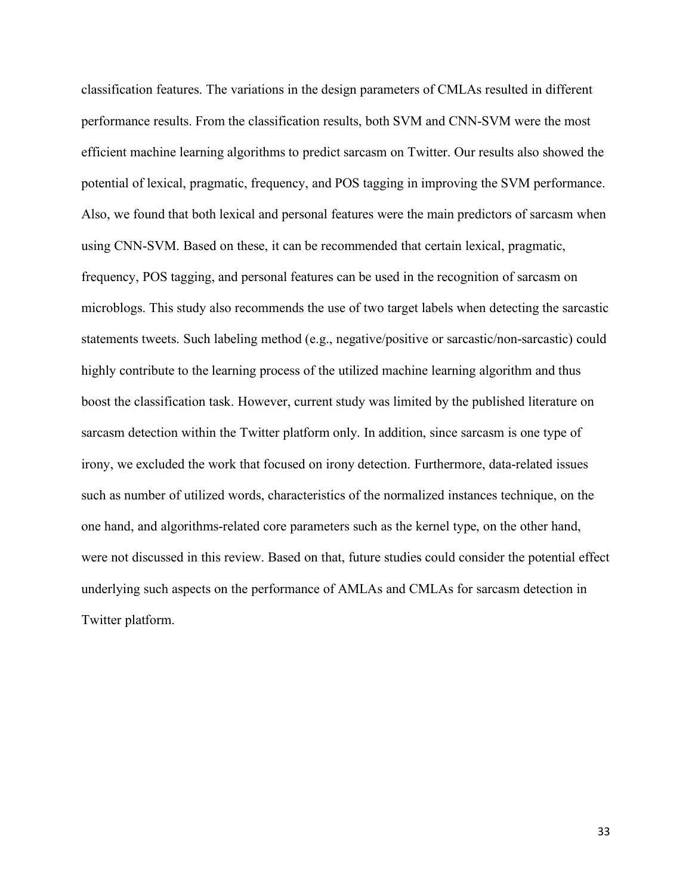classification features. The variations in the design parameters of CMLAs resulted in different performance results. From the classification results, both SVM and CNN-SVM were the most efficient machine learning algorithms to predict sarcasm on Twitter. Our results also showed the potential of lexical, pragmatic, frequency, and POS tagging in improving the SVM performance. Also, we found that both lexical and personal features were the main predictors of sarcasm when using CNN-SVM. Based on these, it can be recommended that certain lexical, pragmatic, frequency, POS tagging, and personal features can be used in the recognition of sarcasm on microblogs. This study also recommends the use of two target labels when detecting the sarcastic statements tweets. Such labeling method (e.g., negative/positive or sarcastic/non-sarcastic) could highly contribute to the learning process of the utilized machine learning algorithm and thus boost the classification task. However, current study was limited by the published literature on sarcasm detection within the Twitter platform only. In addition, since sarcasm is one type of irony, we excluded the work that focused on irony detection. Furthermore, data-related issues such as number of utilized words, characteristics of the normalized instances technique, on the one hand, and algorithms-related core parameters such as the kernel type, on the other hand, were not discussed in this review. Based on that, future studies could consider the potential effect underlying such aspects on the performance of AMLAs and CMLAs for sarcasm detection in Twitter platform.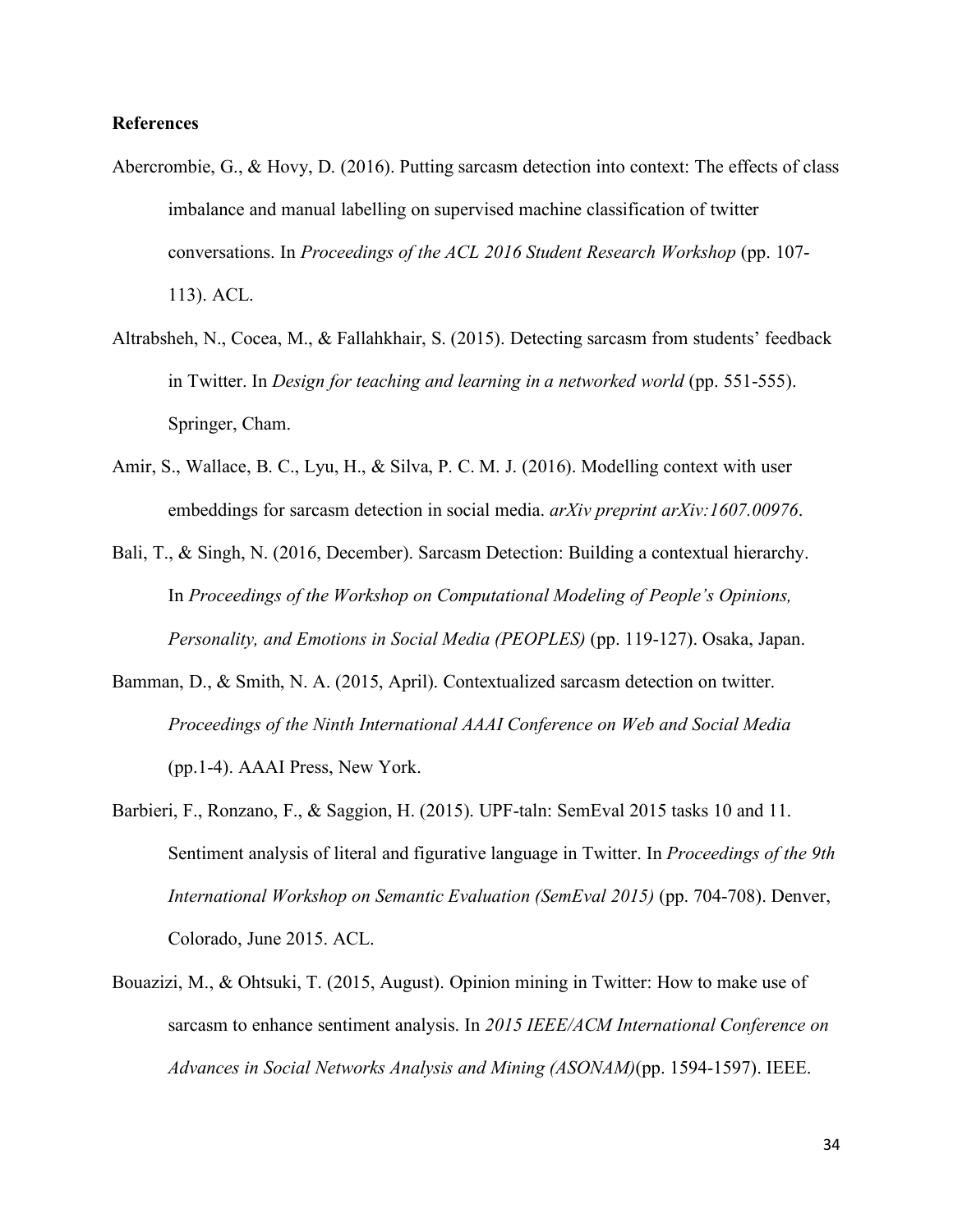**References**

Abercrombie, G., & Hovy, D. (2016). Putting sarcasm detection into context: The effects of class imbalance and manual labelling on supervised machine classification of twitter conversations. In *Proceedings of the ACL 2016 Student Research Workshop* (pp. 107-113). ACL.

Altrabsheh, N., Cocea, M., & Fallahkhair, S. (2015). Detecting sarcasm from students' feedback in Twitter. In *Design for teaching and learning in a networked world* (pp. 551-555). Springer, Cham.

Amir, S., Wallace, B. C., Lyu, H., & Silva, P. C. M. J. (2016). Modelling context with user embeddings for sarcasm detection in social media. *arXiv preprint arXiv:1607.00976*.

Bali, T., & Singh, N. (2016, December). Sarcasm Detection: Building a contextual hierarchy. In *Proceedings of the Workshop on Computational Modeling of People's Opinions, Personality, and Emotions in Social Media (PEOPLES)* (pp. 119-127). Osaka, Japan.

Bamman, D., & Smith, N. A. (2015, April). Contextualized sarcasm detection on twitter. *Proceedings of the Ninth International AAAI Conference on Web and Social Media* (pp.1-4). AAAI Press, New York.

Barbieri, F., Ronzano, F., & Saggion, H. (2015). UPF-taln: SemEval 2015 tasks 10 and 11. Sentiment analysis of literal and figurative language in Twitter. In *Proceedings of the 9th International Workshop on Semantic Evaluation (SemEval 2015)* (pp. 704-708). Denver, Colorado, June 2015. ACL.

Bouazizi, M., & Ohtsuki, T. (2015, August). Opinion mining in Twitter: How to make use of sarcasm to enhance sentiment analysis. In *2015 IEEE/ACM International Conference on Advances in Social Networks Analysis and Mining (ASONAM)*(pp. 1594-1597). IEEE.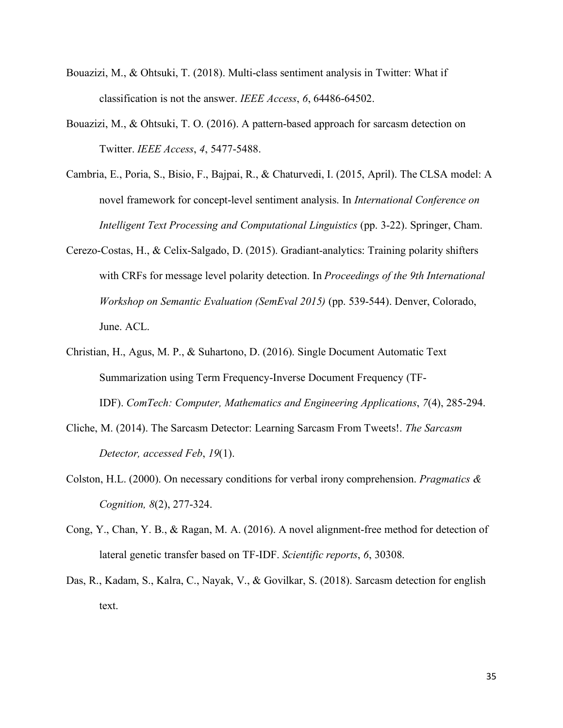Bouazizi, M., & Ohtsuki, T. (2018). Multi-class sentiment analysis in Twitter: What if classification is not the answer. *IEEE Access*, *6*, 64486-64502.

Bouazizi, M., & Ohtsuki, T. O. (2016). A pattern-based approach for sarcasm detection on Twitter. *IEEE Access*, *4*, 5477-5488.

Cambria, E., Poria, S., Bisio, F., Bajpai, R., & Chaturvedi, I. (2015, April). The CLSA model: A novel framework for concept-level sentiment analysis. In *International Conference on Intelligent Text Processing and Computational Linguistics* (pp. 3-22). Springer, Cham.

Cerezo-Costas, H., & Celix-Salgado, D. (2015). Gradiant-analytics: Training polarity shifters with CRFs for message level polarity detection. In *Proceedings of the 9th International Workshop on Semantic Evaluation (SemEval 2015)* (pp. 539-544). Denver, Colorado, June. ACL.

Christian, H., Agus, M. P., & Suhartono, D. (2016). Single Document Automatic Text Summarization using Term Frequency-Inverse Document Frequency (TF-IDF). *ComTech: Computer, Mathematics and Engineering Applications*, *7*(4), 285-294.

Cliche, M. (2014). The Sarcasm Detector: Learning Sarcasm From Tweets!. *The Sarcasm Detector, accessed Feb*, *19*(1).

Colston, H.L. (2000). On necessary conditions for verbal irony comprehension. *Pragmatics & Cognition, 8*(2), 277-324.

Cong, Y., Chan, Y. B., & Ragan, M. A. (2016). A novel alignment-free method for detection of lateral genetic transfer based on TF-IDF. *Scientific reports*, *6*, 30308.

Das, R., Kadam, S., Kalra, C., Nayak, V., & Govilkar, S. (2018). Sarcasm detection for english text.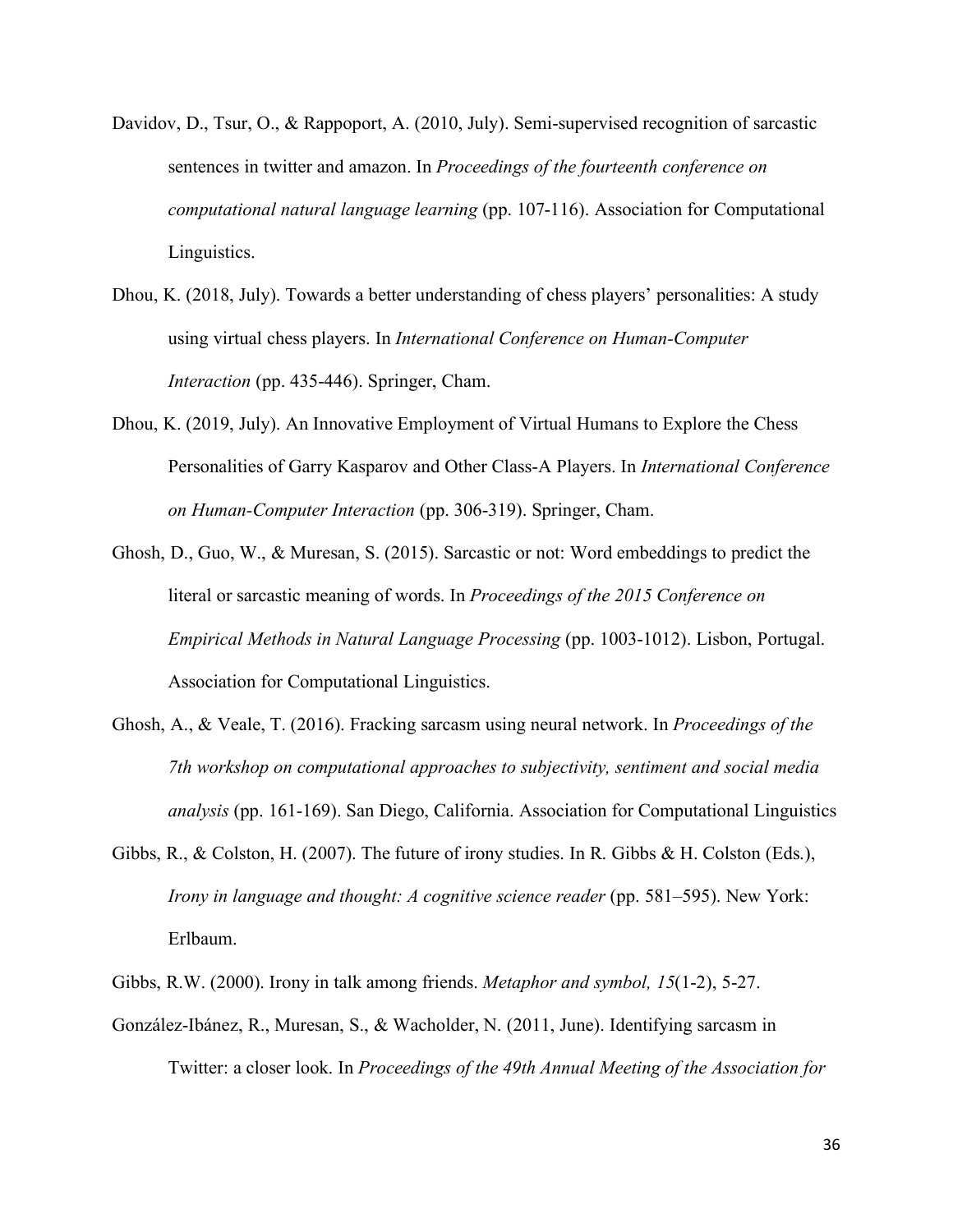Davidov, D., Tsur, O., & Rappoport, A. (2010, July). Semi-supervised recognition of sarcastic sentences in twitter and amazon. In *Proceedings of the fourteenth conference on computational natural language learning* (pp. 107-116). Association for Computational Linguistics.

Dhou, K. (2018, July). Towards a better understanding of chess players' personalities: A study using virtual chess players. In *International Conference on Human-Computer Interaction* (pp. 435-446). Springer, Cham.

Dhou, K. (2019, July). An Innovative Employment of Virtual Humans to Explore the Chess Personalities of Garry Kasparov and Other Class-A Players. In *International Conference on Human-Computer Interaction* (pp. 306-319). Springer, Cham.

Ghosh, D., Guo, W., & Muresan, S. (2015). Sarcastic or not: Word embeddings to predict the literal or sarcastic meaning of words. In *Proceedings of the 2015 Conference on Empirical Methods in Natural Language Processing* (pp. 1003-1012). Lisbon, Portugal. Association for Computational Linguistics.

Ghosh, A., & Veale, T. (2016). Fracking sarcasm using neural network. In *Proceedings of the 7th workshop on computational approaches to subjectivity, sentiment and social media analysis* (pp. 161-169). San Diego, California. Association for Computational Linguistics

Gibbs, R., & Colston, H. (2007). The future of irony studies. In R. Gibbs & H. Colston (Eds.), *Irony in language and thought: A cognitive science reader* (pp. 581–595). New York: Erlbaum.

Gibbs, R.W. (2000). Irony in talk among friends. *Metaphor and symbol, 15*(1-2), 5-27.

González-Ibánez, R., Muresan, S., & Wacholder, N. (2011, June). Identifying sarcasm in Twitter: a closer look. In *Proceedings of the 49th Annual Meeting of the Association for*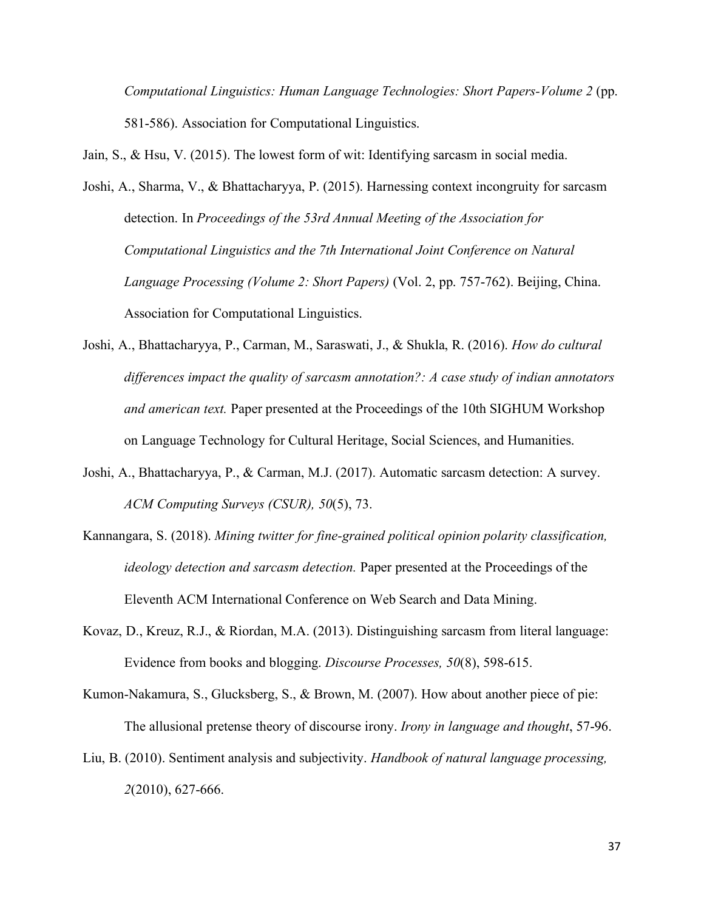*Computational Linguistics: Human Language Technologies: Short Papers-Volume 2* (pp. 581-586). Association for Computational Linguistics.

Jain, S., & Hsu, V. (2015). The lowest form of wit: Identifying sarcasm in social media.

Joshi, A., Sharma, V., & Bhattacharyya, P. (2015). Harnessing context incongruity for sarcasm detection. In *Proceedings of the 53rd Annual Meeting of the Association for Computational Linguistics and the 7th International Joint Conference on Natural Language Processing (Volume 2: Short Papers)* (Vol. 2, pp. 757-762). Beijing, China. Association for Computational Linguistics.

Joshi, A., Bhattacharyya, P., Carman, M., Saraswati, J., & Shukla, R. (2016). *How do cultural differences impact the quality of sarcasm annotation?: A case study of indian annotators and american text.* Paper presented at the Proceedings of the 10th SIGHUM Workshop on Language Technology for Cultural Heritage, Social Sciences, and Humanities.

Joshi, A., Bhattacharyya, P., & Carman, M.J. (2017). Automatic sarcasm detection: A survey. *ACM Computing Surveys (CSUR), 50*(5), 73.

Kannangara, S. (2018). *Mining twitter for fine-grained political opinion polarity classification, ideology detection and sarcasm detection.* Paper presented at the Proceedings of the Eleventh ACM International Conference on Web Search and Data Mining.

Kovaz, D., Kreuz, R.J., & Riordan, M.A. (2013). Distinguishing sarcasm from literal language: Evidence from books and blogging. *Discourse Processes, 50*(8), 598-615.

Kumon-Nakamura, S., Glucksberg, S., & Brown, M. (2007). How about another piece of pie: The allusional pretense theory of discourse irony. *Irony in language and thought*, 57-96.

Liu, B. (2010). Sentiment analysis and subjectivity. *Handbook of natural language processing, 2*(2010), 627-666.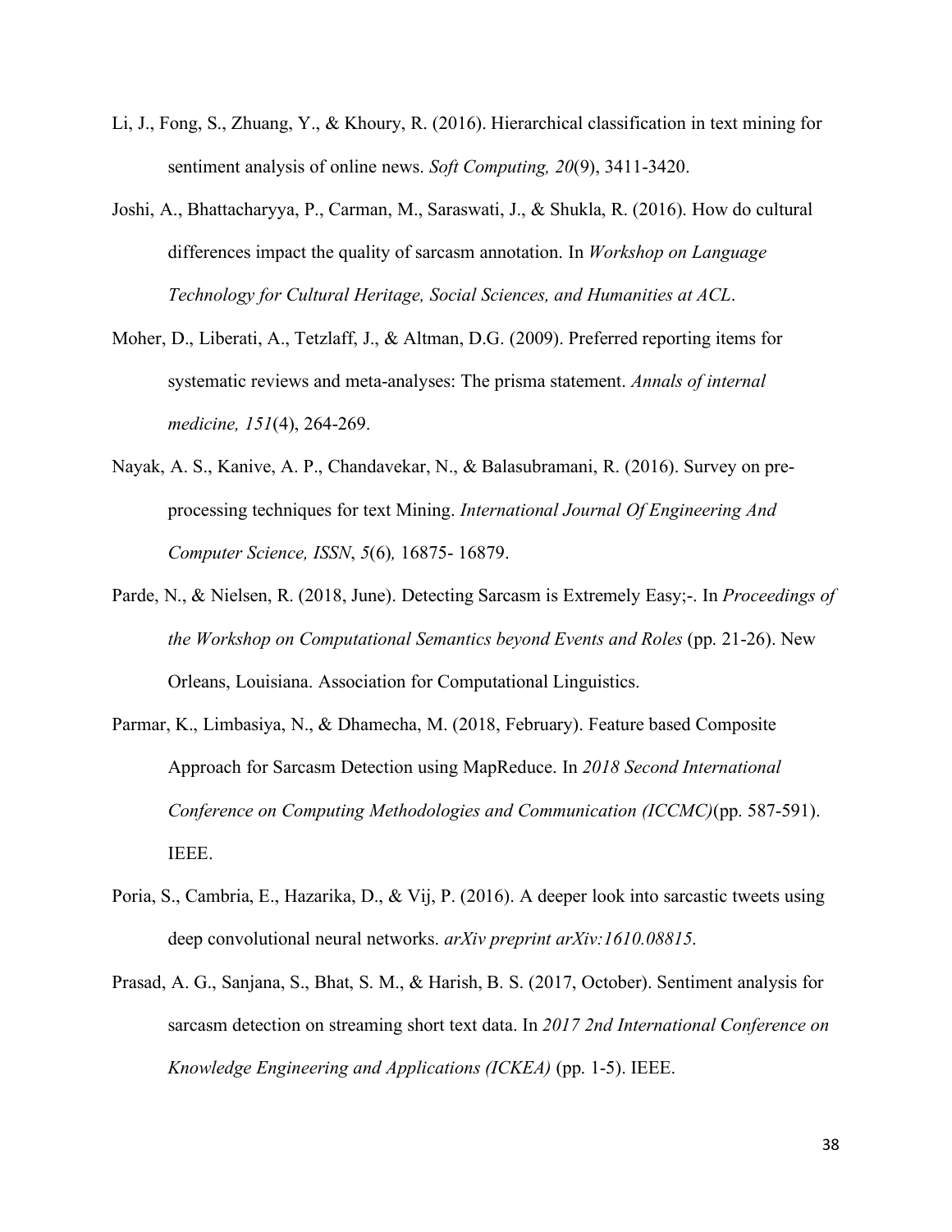Li, J., Fong, S., Zhuang, Y., & Khoury, R. (2016). Hierarchical classification in text mining for sentiment analysis of online news. *Soft Computing, 20*(9), 3411-3420.

Joshi, A., Bhattacharyya, P., Carman, M., Saraswati, J., & Shukla, R. (2016). How do cultural differences impact the quality of sarcasm annotation. In *Workshop on Language Technology for Cultural Heritage, Social Sciences, and Humanities at ACL*.

Moher, D., Liberati, A., Tetzlaff, J., & Altman, D.G. (2009). Preferred reporting items for systematic reviews and meta-analyses: The prisma statement. *Annals of internal medicine, 151*(4), 264-269.

Nayak, A. S., Kanive, A. P., Chandavekar, N., & Balasubramani, R. (2016). Survey on pre-processing techniques for text Mining. *International Journal Of Engineering And Computer Science, ISSN*, *5*(6)*,* 16875- 16879.

Parde, N., & Nielsen, R. (2018, June). Detecting Sarcasm is Extremely Easy;-. In *Proceedings of the Workshop on Computational Semantics beyond Events and Roles* (pp. 21-26). New Orleans, Louisiana. Association for Computational Linguistics.

Parmar, K., Limbasiya, N., & Dhamecha, M. (2018, February). Feature based Composite Approach for Sarcasm Detection using MapReduce. In *2018 Second International Conference on Computing Methodologies and Communication (ICCMC)*(pp. 587-591). IEEE.

Poria, S., Cambria, E., Hazarika, D., & Vij, P. (2016). A deeper look into sarcastic tweets using deep convolutional neural networks. *arXiv preprint arXiv:1610.08815*.

Prasad, A. G., Sanjana, S., Bhat, S. M., & Harish, B. S. (2017, October). Sentiment analysis for sarcasm detection on streaming short text data. In *2017 2nd International Conference on Knowledge Engineering and Applications (ICKEA)* (pp. 1-5). IEEE.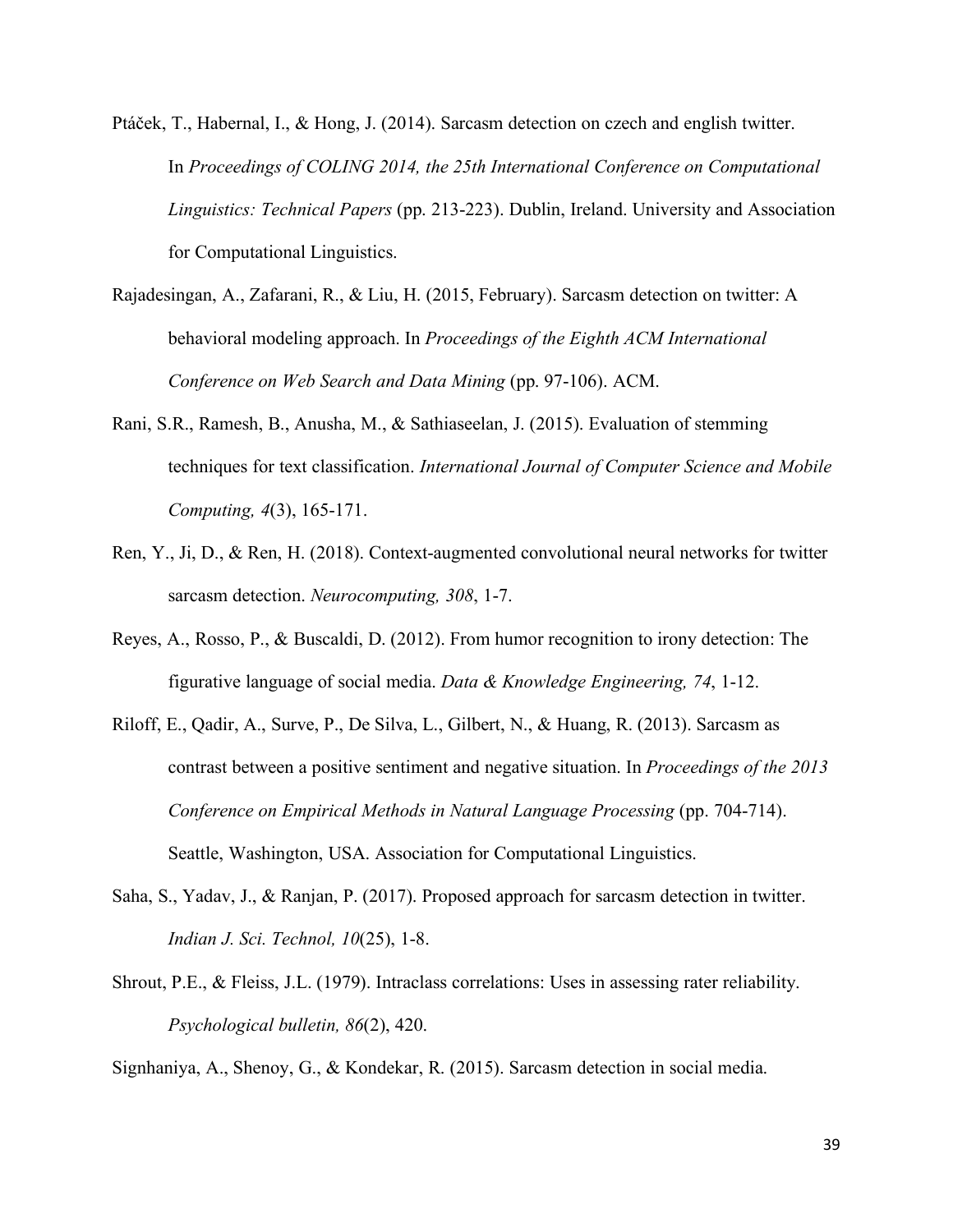Ptáček, T., Habernal, I., & Hong, J. (2014). Sarcasm detection on czech and english twitter. In *Proceedings of COLING 2014, the 25th International Conference on Computational Linguistics: Technical Papers* (pp. 213-223). Dublin, Ireland. University and Association for Computational Linguistics.

Rajadesingan, A., Zafarani, R., & Liu, H. (2015, February). Sarcasm detection on twitter: A behavioral modeling approach. In *Proceedings of the Eighth ACM International Conference on Web Search and Data Mining* (pp. 97-106). ACM.

Rani, S.R., Ramesh, B., Anusha, M., & Sathiaseelan, J. (2015). Evaluation of stemming techniques for text classification. *International Journal of Computer Science and Mobile Computing, 4*(3), 165-171.

Ren, Y., Ji, D., & Ren, H. (2018). Context-augmented convolutional neural networks for twitter sarcasm detection. *Neurocomputing, 308*, 1-7.

Reyes, A., Rosso, P., & Buscaldi, D. (2012). From humor recognition to irony detection: The figurative language of social media. *Data & Knowledge Engineering, 74*, 1-12.

Riloff, E., Qadir, A., Surve, P., De Silva, L., Gilbert, N., & Huang, R. (2013). Sarcasm as contrast between a positive sentiment and negative situation. In *Proceedings of the 2013 Conference on Empirical Methods in Natural Language Processing* (pp. 704-714). Seattle, Washington, USA. Association for Computational Linguistics.

Saha, S., Yadav, J., & Ranjan, P. (2017). Proposed approach for sarcasm detection in twitter. *Indian J. Sci. Technol, 10*(25), 1-8.

Shrout, P.E., & Fleiss, J.L. (1979). Intraclass correlations: Uses in assessing rater reliability. *Psychological bulletin, 86*(2), 420.

Signhaniya, A., Shenoy, G., & Kondekar, R. (2015). Sarcasm detection in social media.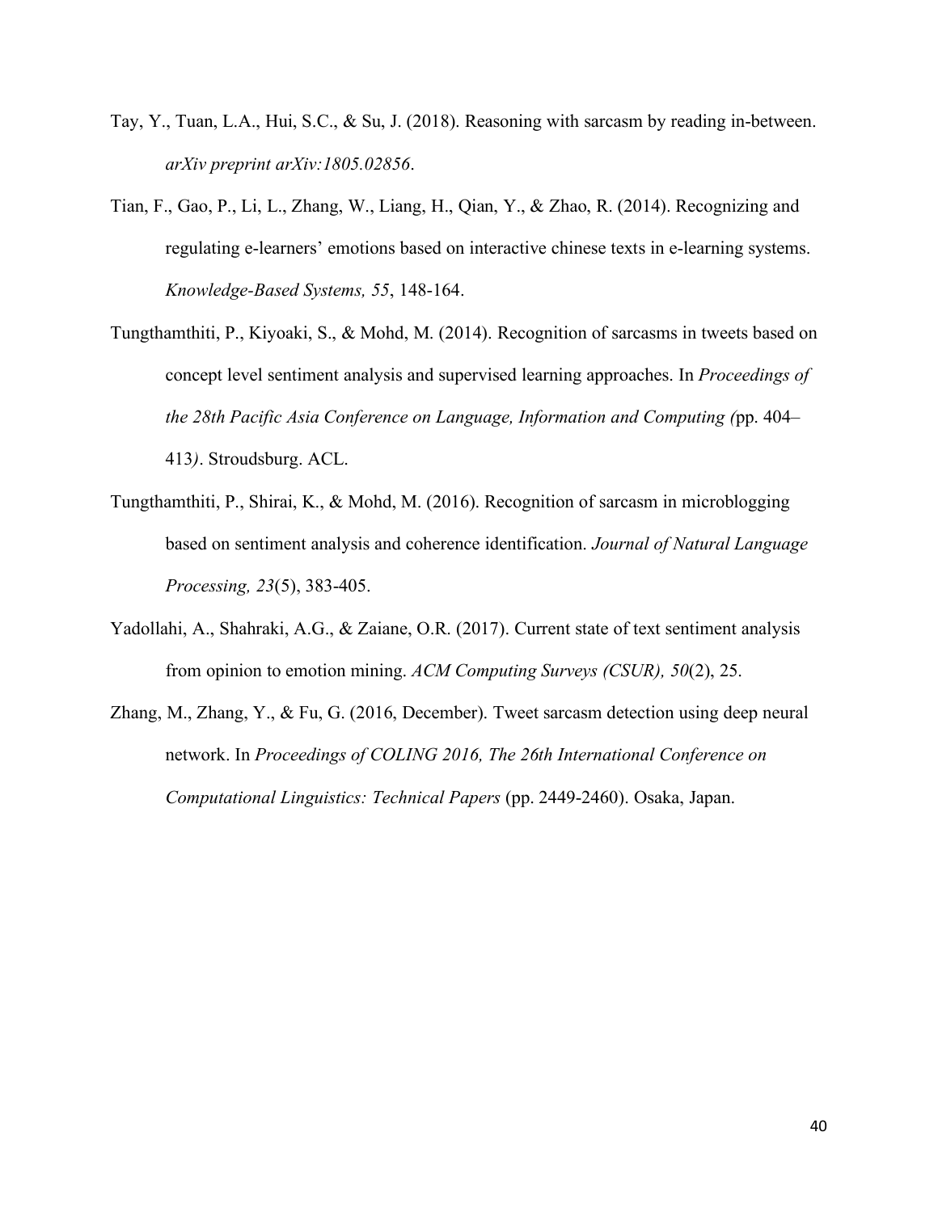Tay, Y., Tuan, L.A., Hui, S.C., & Su, J. (2018). Reasoning with sarcasm by reading in-between. *arXiv preprint arXiv:1805.02856*.

Tian, F., Gao, P., Li, L., Zhang, W., Liang, H., Qian, Y., & Zhao, R. (2014). Recognizing and regulating e-learners' emotions based on interactive chinese texts in e-learning systems. *Knowledge-Based Systems, 55*, 148-164.

Tungthamthiti, P., Kiyoaki, S., & Mohd, M. (2014). Recognition of sarcasms in tweets based on concept level sentiment analysis and supervised learning approaches. In *Proceedings of the 28th Pacific Asia Conference on Language, Information and Computing (*pp. 404–413*)*. Stroudsburg. ACL.

Tungthamthiti, P., Shirai, K., & Mohd, M. (2016). Recognition of sarcasm in microblogging based on sentiment analysis and coherence identification. *Journal of Natural Language Processing, 23*(5), 383-405.

Yadollahi, A., Shahraki, A.G., & Zaiane, O.R. (2017). Current state of text sentiment analysis from opinion to emotion mining. *ACM Computing Surveys (CSUR), 50*(2), 25.

Zhang, M., Zhang, Y., & Fu, G. (2016, December). Tweet sarcasm detection using deep neural network. In *Proceedings of COLING 2016, The 26th International Conference on Computational Linguistics: Technical Papers* (pp. 2449-2460). Osaka, Japan.